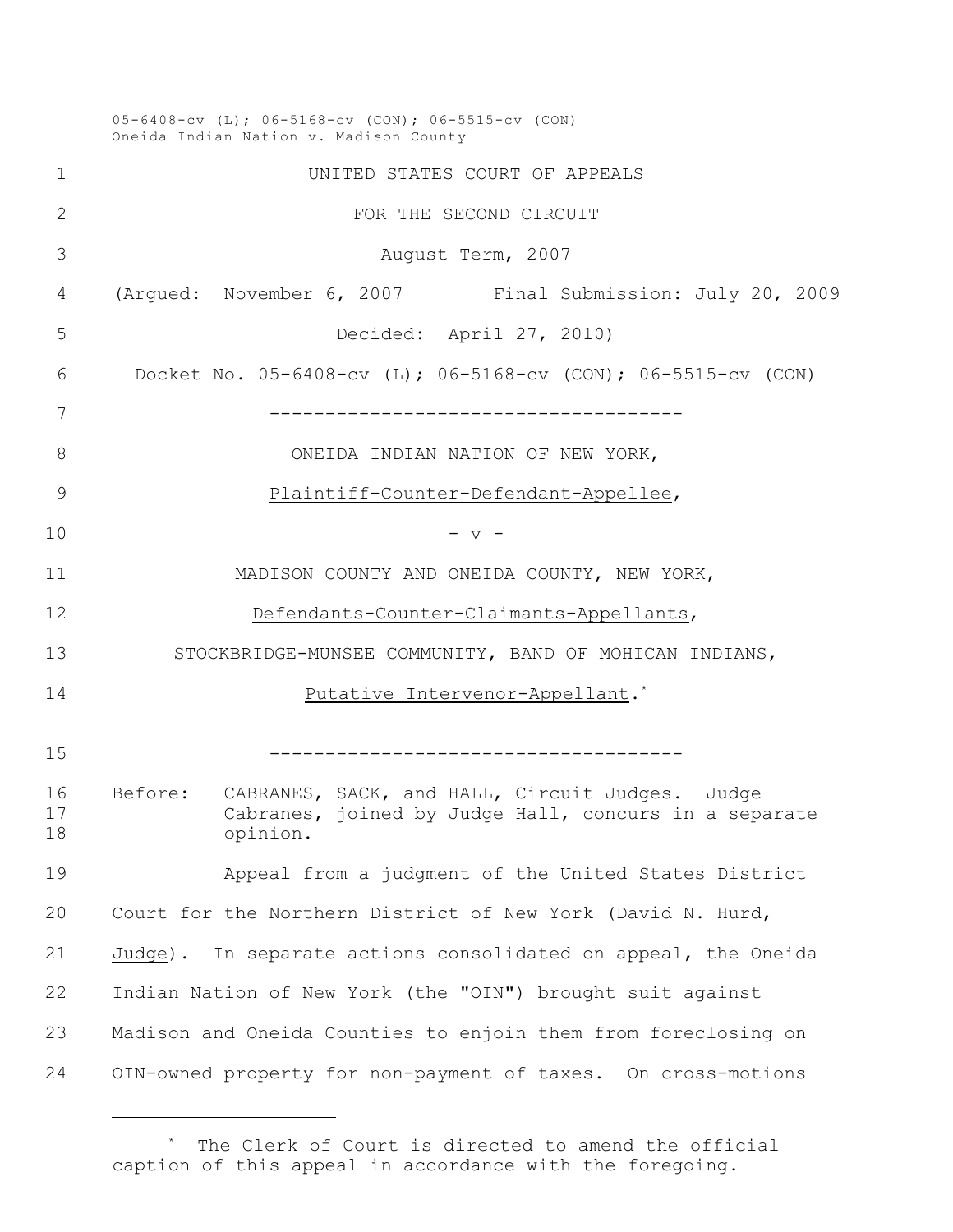05-6408-cv (L); 06-5168-cv (CON); 06-5515-cv (CON)
Oneida Indian Nation v. Madison County

UNITED STATES COURT OF APPEALS

FOR THE SECOND CIRCUIT

August Term, 2007

(Argued: November 6, 2007 Final Submission: July 20, 2009

Decided: April 27, 2010)

Docket No. 05-6408-cv (L); 06-5168-cv (CON); 06-5515-cv (CON)

-------------------------------------

ONEIDA INDIAN NATION OF NEW YORK,

Plaintiff-Counter-Defendant-Appellee,

- v -

MADISON COUNTY AND ONEIDA COUNTY, NEW YORK,

Defendants-Counter-Claimants-Appellants,

STOCKBRIDGE-MUNSEE COMMUNITY, BAND OF MOHICAN INDIANS,

Putative Intervenor-Appellant.*

-------------------------------------

Before: CABRANES, SACK, and HALL, Circuit Judges. Judge Cabranes, joined by Judge Hall, concurs in a separate opinion.

Appeal from a judgment of the United States District Court for the Northern District of New York (David N. Hurd, Judge). In separate actions consolidated on appeal, the Oneida Indian Nation of New York (the "OIN") brought suit against Madison and Oneida Counties to enjoin them from foreclosing on OIN-owned property for non-payment of taxes. On cross-motions

---

\* The Clerk of Court is directed to amend the official caption of this appeal in accordance with the foregoing.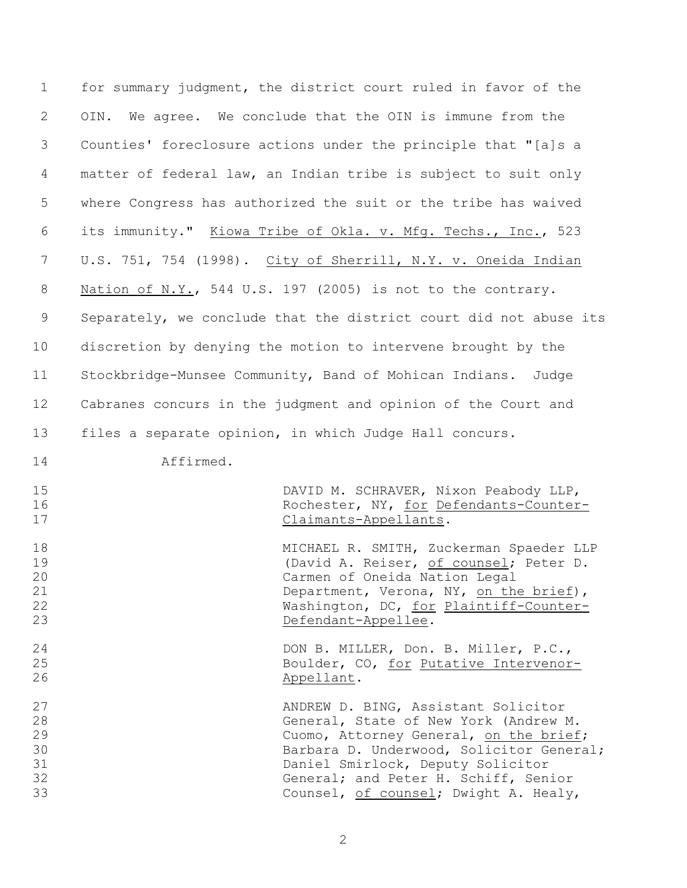for summary judgment, the district court ruled in favor of the OIN. We agree. We conclude that the OIN is immune from the Counties' foreclosure actions under the principle that "[a]s a matter of federal law, an Indian tribe is subject to suit only where Congress has authorized the suit or the tribe has waived its immunity." Kiowa Tribe of Okla. v. Mfg. Techs., Inc., 523 U.S. 751, 754 (1998). City of Sherrill, N.Y. v. Oneida Indian Nation of N.Y., 544 U.S. 197 (2005) is not to the contrary. Separately, we conclude that the district court did not abuse its discretion by denying the motion to intervene brought by the Stockbridge-Munsee Community, Band of Mohican Indians. Judge Cabranes concurs in the judgment and opinion of the Court and files a separate opinion, in which Judge Hall concurs.

Affirmed.

DAVID M. SCHRAVER, Nixon Peabody LLP, Rochester, NY, for Defendants-Counter-Claimants-Appellants.

MICHAEL R. SMITH, Zuckerman Spaeder LLP (David A. Reiser, of counsel; Peter D. Carmen of Oneida Nation Legal Department, Verona, NY, on the brief), Washington, DC, for Plaintiff-Counter-Defendant-Appellee.

DON B. MILLER, Don. B. Miller, P.C., Boulder, CO, for Putative Intervenor-Appellant.

ANDREW D. BING, Assistant Solicitor General, State of New York (Andrew M. Cuomo, Attorney General, on the brief; Barbara D. Underwood, Solicitor General; Daniel Smirlock, Deputy Solicitor General; and Peter H. Schiff, Senior Counsel, of counsel; Dwight A. Healy,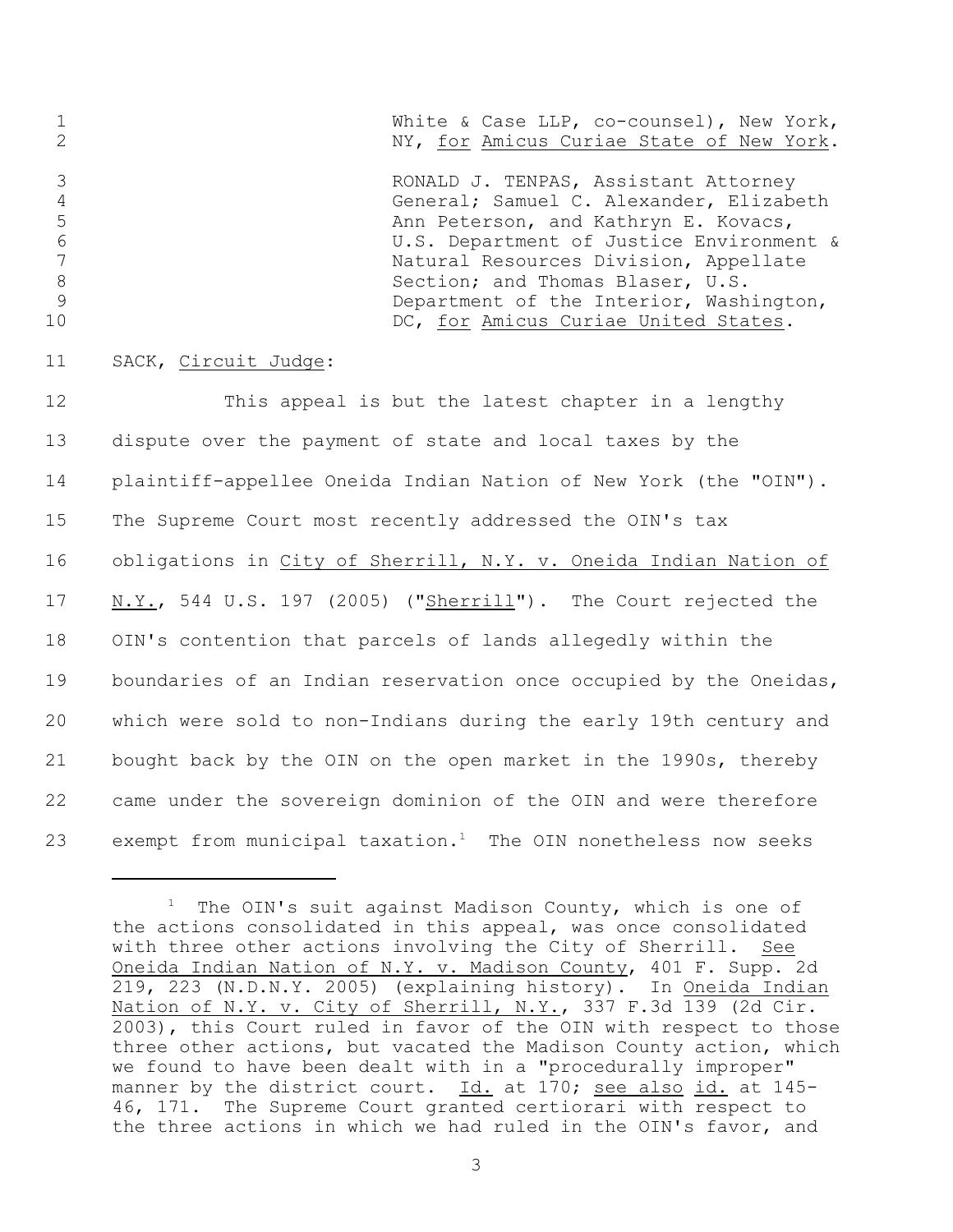White & Case LLP, co-counsel), New York, NY, for Amicus Curiae State of New York.

RONALD J. TENPAS, Assistant Attorney General; Samuel C. Alexander, Elizabeth Ann Peterson, and Kathryn E. Kovacs, U.S. Department of Justice Environment & Natural Resources Division, Appellate Section; and Thomas Blaser, U.S. Department of the Interior, Washington, DC, for Amicus Curiae United States.

SACK, Circuit Judge:

This appeal is but the latest chapter in a lengthy dispute over the payment of state and local taxes by the plaintiff-appellee Oneida Indian Nation of New York (the "OIN"). The Supreme Court most recently addressed the OIN's tax obligations in City of Sherrill, N.Y. v. Oneida Indian Nation of N.Y., 544 U.S. 197 (2005) ("Sherrill"). The Court rejected the OIN's contention that parcels of lands allegedly within the boundaries of an Indian reservation once occupied by the Oneidas, which were sold to non-Indians during the early 19th century and bought back by the OIN on the open market in the 1990s, thereby came under the sovereign dominion of the OIN and were therefore exempt from municipal taxation.[1] The OIN nonetheless now seeks

---

[1] The OIN's suit against Madison County, which is one of the actions consolidated in this appeal, was once consolidated with three other actions involving the City of Sherrill. See Oneida Indian Nation of N.Y. v. Madison County, 401 F. Supp. 2d 219, 223 (N.D.N.Y. 2005) (explaining history). In Oneida Indian Nation of N.Y. v. City of Sherrill, N.Y., 337 F.3d 139 (2d Cir. 2003), this Court ruled in favor of the OIN with respect to those three other actions, but vacated the Madison County action, which we found to have been dealt with in a "procedurally improper" manner by the district court. Id. at 170; see also id. at 145-46, 171. The Supreme Court granted certiorari with respect to the three actions in which we had ruled in the OIN's favor, and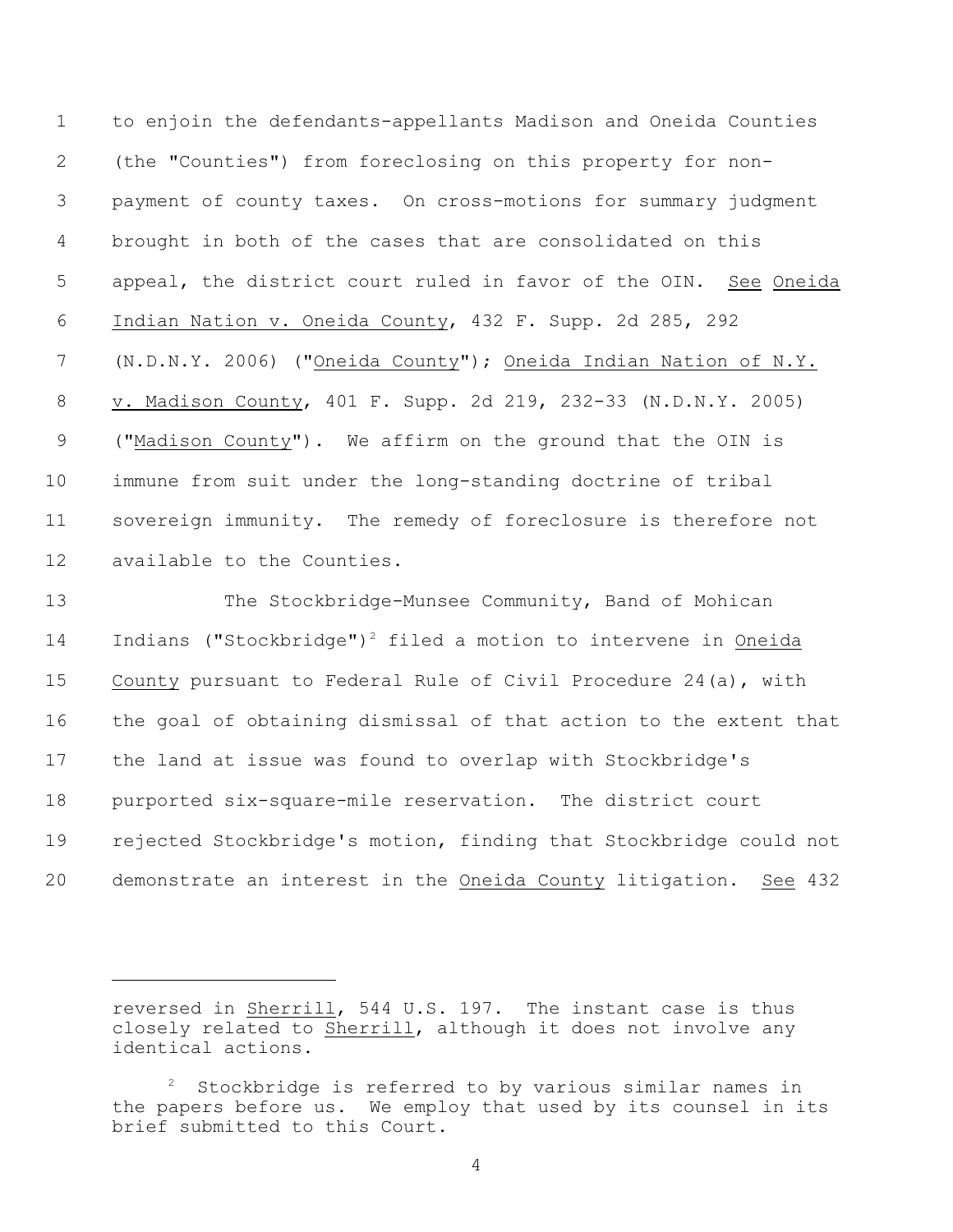to enjoin the defendants-appellants Madison and Oneida Counties (the "Counties") from foreclosing on this property for non-payment of county taxes. On cross-motions for summary judgment brought in both of the cases that are consolidated on this appeal, the district court ruled in favor of the OIN. See Oneida Indian Nation v. Oneida County, 432 F. Supp. 2d 285, 292 (N.D.N.Y. 2006) ("Oneida County"); Oneida Indian Nation of N.Y. v. Madison County, 401 F. Supp. 2d 219, 232-33 (N.D.N.Y. 2005) ("Madison County"). We affirm on the ground that the OIN is immune from suit under the long-standing doctrine of tribal sovereign immunity. The remedy of foreclosure is therefore not available to the Counties.

The Stockbridge-Munsee Community, Band of Mohican Indians ("Stockbridge")[2] filed a motion to intervene in Oneida County pursuant to Federal Rule of Civil Procedure 24(a), with the goal of obtaining dismissal of that action to the extent that the land at issue was found to overlap with Stockbridge's purported six-square-mile reservation. The district court rejected Stockbridge's motion, finding that Stockbridge could not demonstrate an interest in the Oneida County litigation. See 432

---

reversed in Sherrill, 544 U.S. 197. The instant case is thus closely related to Sherrill, although it does not involve any identical actions.

[2] Stockbridge is referred to by various similar names in the papers before us. We employ that used by its counsel in its brief submitted to this Court.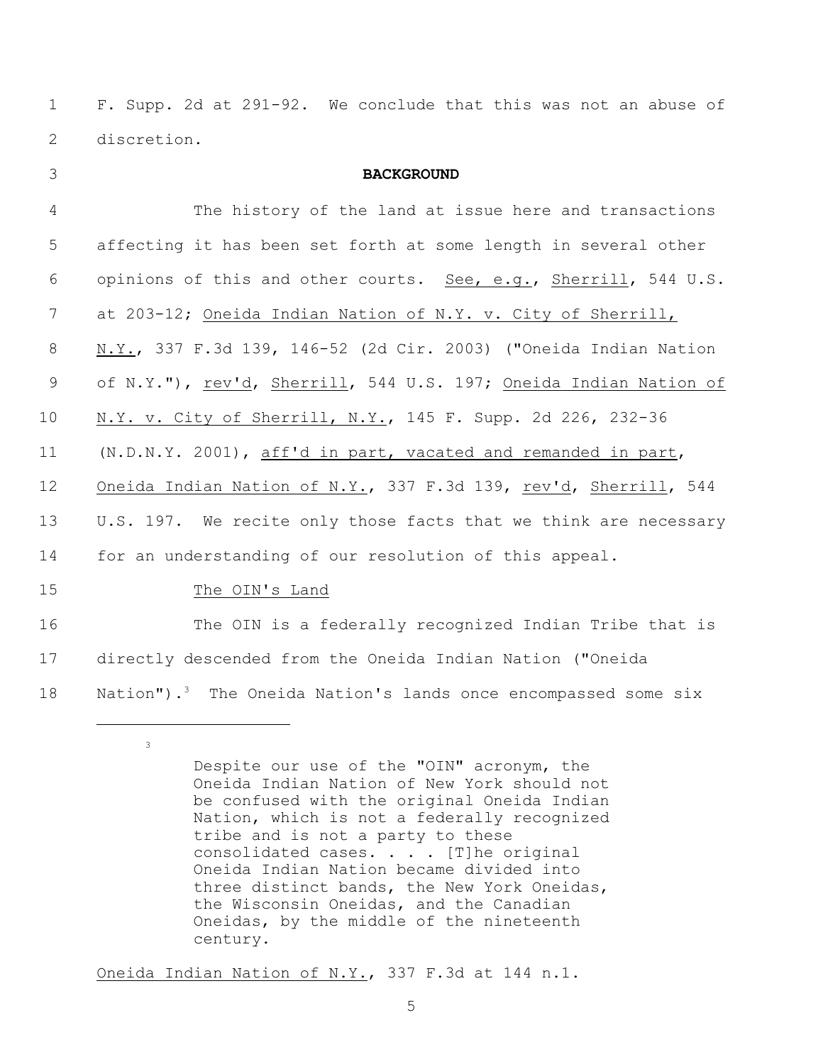F. Supp. 2d at 291-92. We conclude that this was not an abuse of discretion.

## BACKGROUND

The history of the land at issue here and transactions affecting it has been set forth at some length in several other opinions of this and other courts. See, e.g., Sherrill, 544 U.S. at 203-12; Oneida Indian Nation of N.Y. v. City of Sherrill, N.Y., 337 F.3d 139, 146-52 (2d Cir. 2003) ("Oneida Indian Nation of N.Y."), rev'd, Sherrill, 544 U.S. 197; Oneida Indian Nation of N.Y. v. City of Sherrill, N.Y., 145 F. Supp. 2d 226, 232-36 (N.D.N.Y. 2001), aff'd in part, vacated and remanded in part, Oneida Indian Nation of N.Y., 337 F.3d 139, rev'd, Sherrill, 544 U.S. 197. We recite only those facts that we think are necessary for an understanding of our resolution of this appeal.

### The OIN's Land

The OIN is a federally recognized Indian Tribe that is directly descended from the Oneida Indian Nation ("Oneida Nation").[3] The Oneida Nation's lands once encompassed some six

---

[3]

> Despite our use of the "OIN" acronym, the Oneida Indian Nation of New York should not be confused with the original Oneida Indian Nation, which is not a federally recognized tribe and is not a party to these consolidated cases. . . . [T]he original Oneida Indian Nation became divided into three distinct bands, the New York Oneidas, the Wisconsin Oneidas, and the Canadian Oneidas, by the middle of the nineteenth century.

Oneida Indian Nation of N.Y., 337 F.3d at 144 n.1.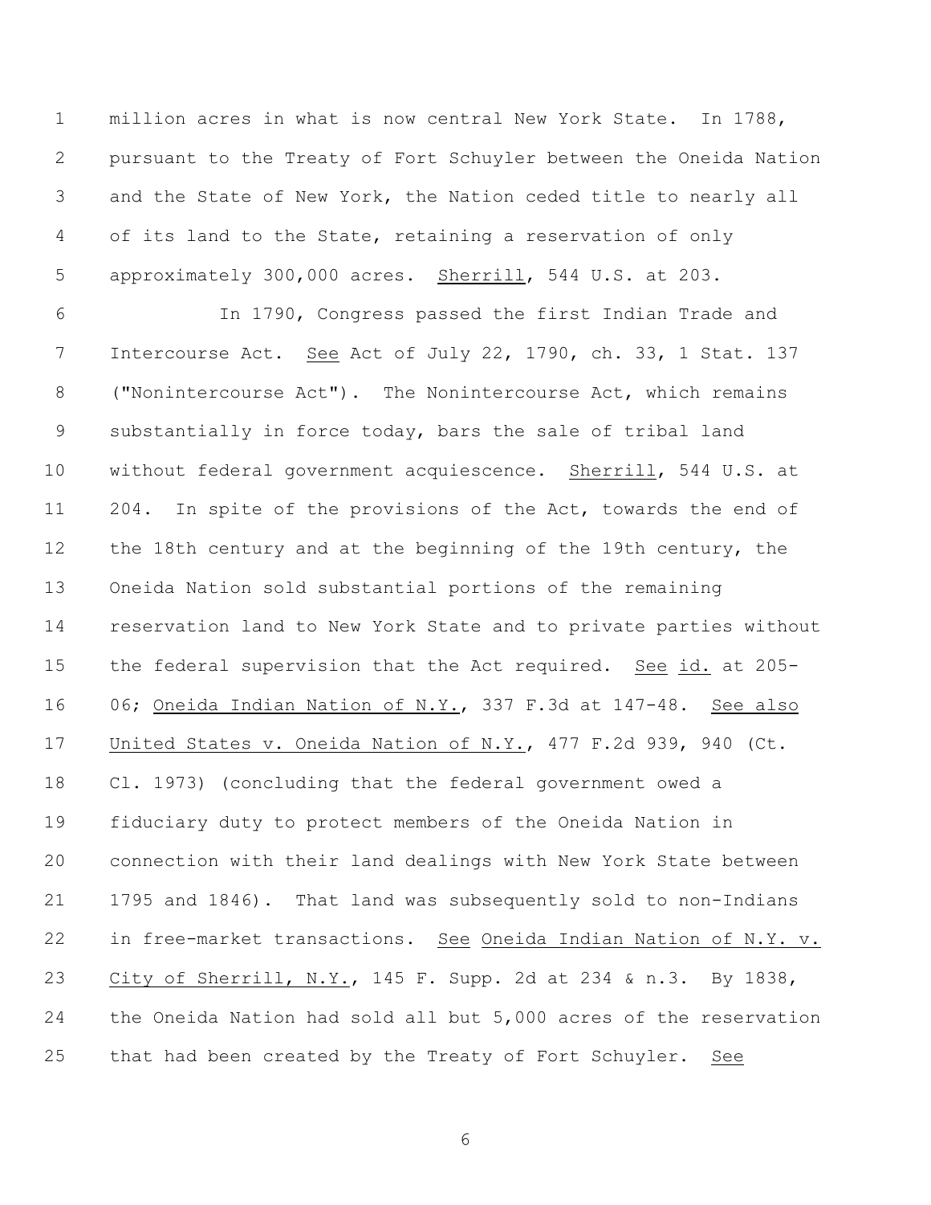million acres in what is now central New York State. In 1788, pursuant to the Treaty of Fort Schuyler between the Oneida Nation and the State of New York, the Nation ceded title to nearly all of its land to the State, retaining a reservation of only approximately 300,000 acres. Sherrill, 544 U.S. at 203.

In 1790, Congress passed the first Indian Trade and Intercourse Act. See Act of July 22, 1790, ch. 33, 1 Stat. 137 ("Nonintercourse Act"). The Nonintercourse Act, which remains substantially in force today, bars the sale of tribal land without federal government acquiescence. Sherrill, 544 U.S. at 204. In spite of the provisions of the Act, towards the end of the 18th century and at the beginning of the 19th century, the Oneida Nation sold substantial portions of the remaining reservation land to New York State and to private parties without the federal supervision that the Act required. See id. at 205-06; Oneida Indian Nation of N.Y., 337 F.3d at 147-48. See also United States v. Oneida Nation of N.Y., 477 F.2d 939, 940 (Ct. Cl. 1973) (concluding that the federal government owed a fiduciary duty to protect members of the Oneida Nation in connection with their land dealings with New York State between 1795 and 1846). That land was subsequently sold to non-Indians in free-market transactions. See Oneida Indian Nation of N.Y. v. City of Sherrill, N.Y., 145 F. Supp. 2d at 234 & n.3. By 1838, the Oneida Nation had sold all but 5,000 acres of the reservation that had been created by the Treaty of Fort Schuyler. See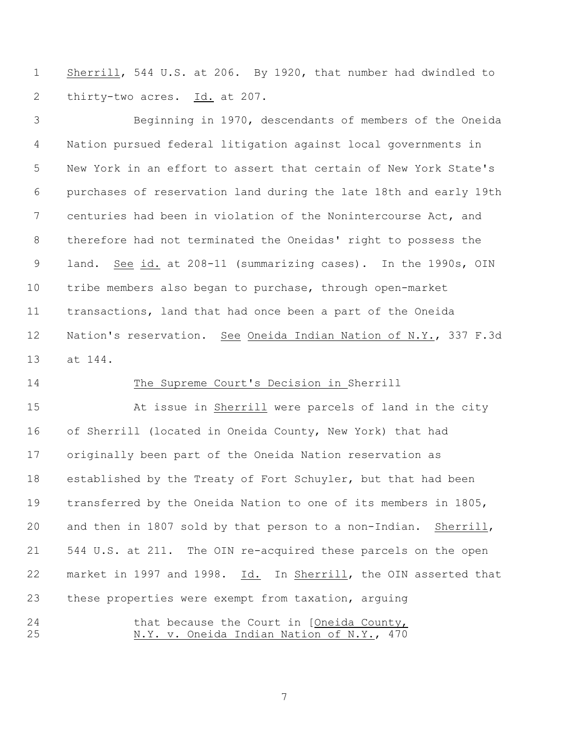Sherrill, 544 U.S. at 206. By 1920, that number had dwindled to thirty-two acres. Id. at 207.

Beginning in 1970, descendants of members of the Oneida Nation pursued federal litigation against local governments in New York in an effort to assert that certain of New York State's purchases of reservation land during the late 18th and early 19th centuries had been in violation of the Nonintercourse Act, and therefore had not terminated the Oneidas' right to possess the land. See id. at 208-11 (summarizing cases). In the 1990s, OIN tribe members also began to purchase, through open-market transactions, land that had once been a part of the Oneida Nation's reservation. See Oneida Indian Nation of N.Y., 337 F.3d at 144.

The Supreme Court's Decision in Sherrill

At issue in Sherrill were parcels of land in the city of Sherrill (located in Oneida County, New York) that had originally been part of the Oneida Nation reservation as established by the Treaty of Fort Schuyler, but that had been transferred by the Oneida Nation to one of its members in 1805, and then in 1807 sold by that person to a non-Indian. Sherrill, 544 U.S. at 211. The OIN re-acquired these parcels on the open market in 1997 and 1998. Id. In Sherrill, the OIN asserted that these properties were exempt from taxation, arguing

> that because the Court in [Oneida County, N.Y. v. Oneida Indian Nation of N.Y., 470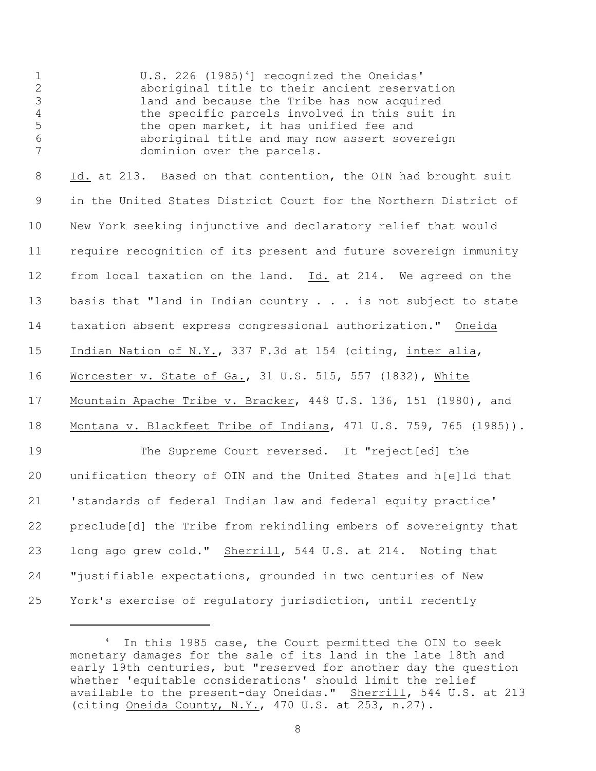U.S. 226 (1985)[4]] recognized the Oneidas' aboriginal title to their ancient reservation land and because the Tribe has now acquired the specific parcels involved in this suit in the open market, it has unified fee and aboriginal title and may now assert sovereign dominion over the parcels.

Id. at 213. Based on that contention, the OIN had brought suit in the United States District Court for the Northern District of New York seeking injunctive and declaratory relief that would require recognition of its present and future sovereign immunity from local taxation on the land. Id. at 214. We agreed on the basis that "land in Indian country . . . is not subject to state taxation absent express congressional authorization." Oneida Indian Nation of N.Y., 337 F.3d at 154 (citing, inter alia, Worcester v. State of Ga., 31 U.S. 515, 557 (1832), White Mountain Apache Tribe v. Bracker, 448 U.S. 136, 151 (1980), and Montana v. Blackfeet Tribe of Indians, 471 U.S. 759, 765 (1985)).

The Supreme Court reversed. It "reject[ed] the unification theory of OIN and the United States and h[e]ld that 'standards of federal Indian law and federal equity practice' preclude[d] the Tribe from rekindling embers of sovereignty that long ago grew cold." Sherrill, 544 U.S. at 214. Noting that "justifiable expectations, grounded in two centuries of New York's exercise of regulatory jurisdiction, until recently

---

[4] In this 1985 case, the Court permitted the OIN to seek monetary damages for the sale of its land in the late 18th and early 19th centuries, but "reserved for another day the question whether 'equitable considerations' should limit the relief available to the present-day Oneidas." Sherrill, 544 U.S. at 213 (citing Oneida County, N.Y., 470 U.S. at 253, n.27).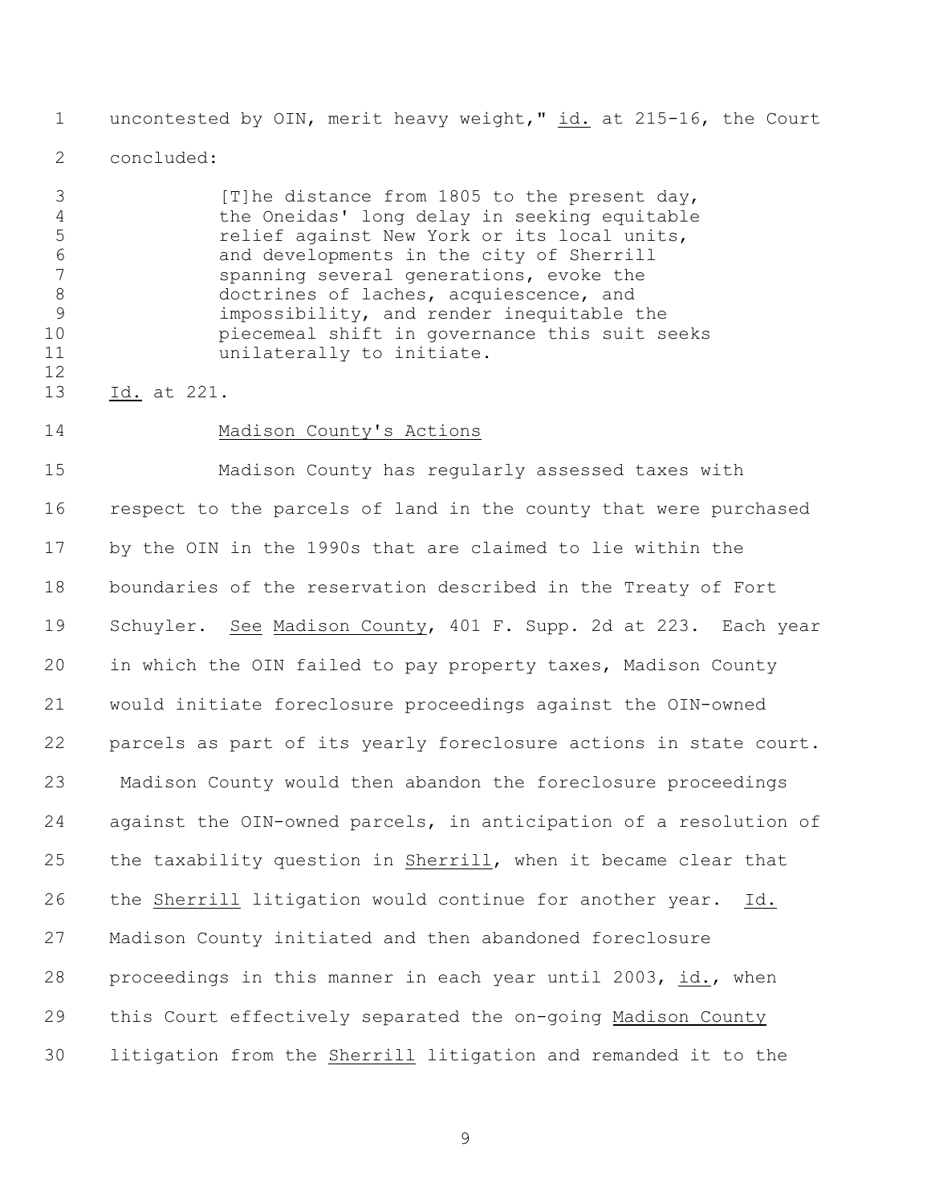uncontested by OIN, merit heavy weight," id. at 215-16, the Court concluded:

> [T]he distance from 1805 to the present day, the Oneidas' long delay in seeking equitable relief against New York or its local units, and developments in the city of Sherrill spanning several generations, evoke the doctrines of laches, acquiescence, and impossibility, and render inequitable the piecemeal shift in governance this suit seeks unilaterally to initiate.

Id. at 221.

Madison County's Actions

Madison County has regularly assessed taxes with respect to the parcels of land in the county that were purchased by the OIN in the 1990s that are claimed to lie within the boundaries of the reservation described in the Treaty of Fort Schuyler. See Madison County, 401 F. Supp. 2d at 223. Each year in which the OIN failed to pay property taxes, Madison County would initiate foreclosure proceedings against the OIN-owned parcels as part of its yearly foreclosure actions in state court. Madison County would then abandon the foreclosure proceedings against the OIN-owned parcels, in anticipation of a resolution of the taxability question in Sherrill, when it became clear that the Sherrill litigation would continue for another year. Id. Madison County initiated and then abandoned foreclosure proceedings in this manner in each year until 2003, id., when this Court effectively separated the on-going Madison County litigation from the Sherrill litigation and remanded it to the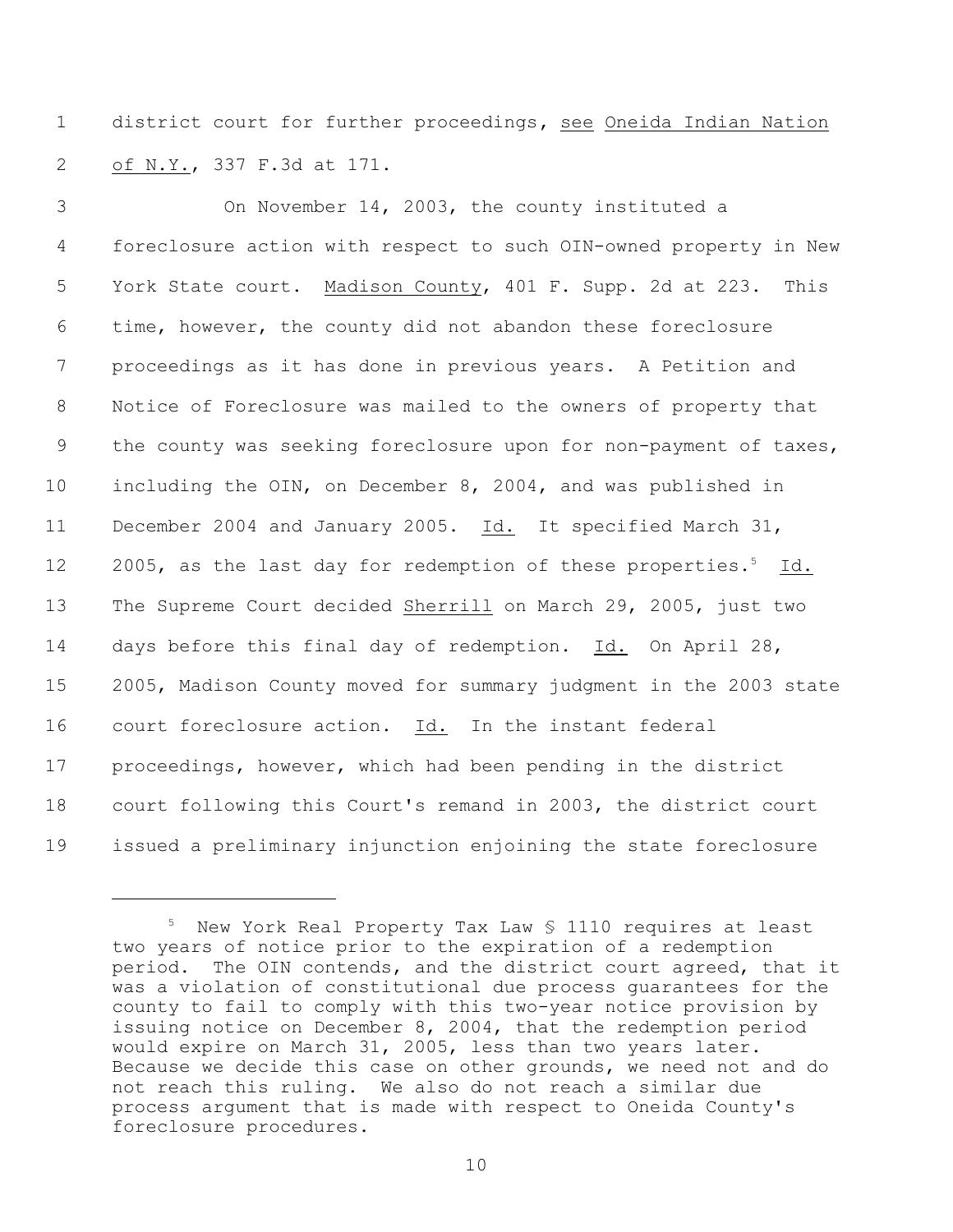district court for further proceedings, see Oneida Indian Nation of N.Y., 337 F.3d at 171.

On November 14, 2003, the county instituted a foreclosure action with respect to such OIN-owned property in New York State court. Madison County, 401 F. Supp. 2d at 223. This time, however, the county did not abandon these foreclosure proceedings as it has done in previous years. A Petition and Notice of Foreclosure was mailed to the owners of property that the county was seeking foreclosure upon for non-payment of taxes, including the OIN, on December 8, 2004, and was published in December 2004 and January 2005. Id. It specified March 31, 2005, as the last day for redemption of these properties.[5] Id. The Supreme Court decided Sherrill on March 29, 2005, just two days before this final day of redemption. Id. On April 28, 2005, Madison County moved for summary judgment in the 2003 state court foreclosure action. Id. In the instant federal proceedings, however, which had been pending in the district court following this Court's remand in 2003, the district court issued a preliminary injunction enjoining the state foreclosure

---

[5] New York Real Property Tax Law § 1110 requires at least two years of notice prior to the expiration of a redemption period. The OIN contends, and the district court agreed, that it was a violation of constitutional due process guarantees for the county to fail to comply with this two-year notice provision by issuing notice on December 8, 2004, that the redemption period would expire on March 31, 2005, less than two years later. Because we decide this case on other grounds, we need not and do not reach this ruling. We also do not reach a similar due process argument that is made with respect to Oneida County's foreclosure procedures.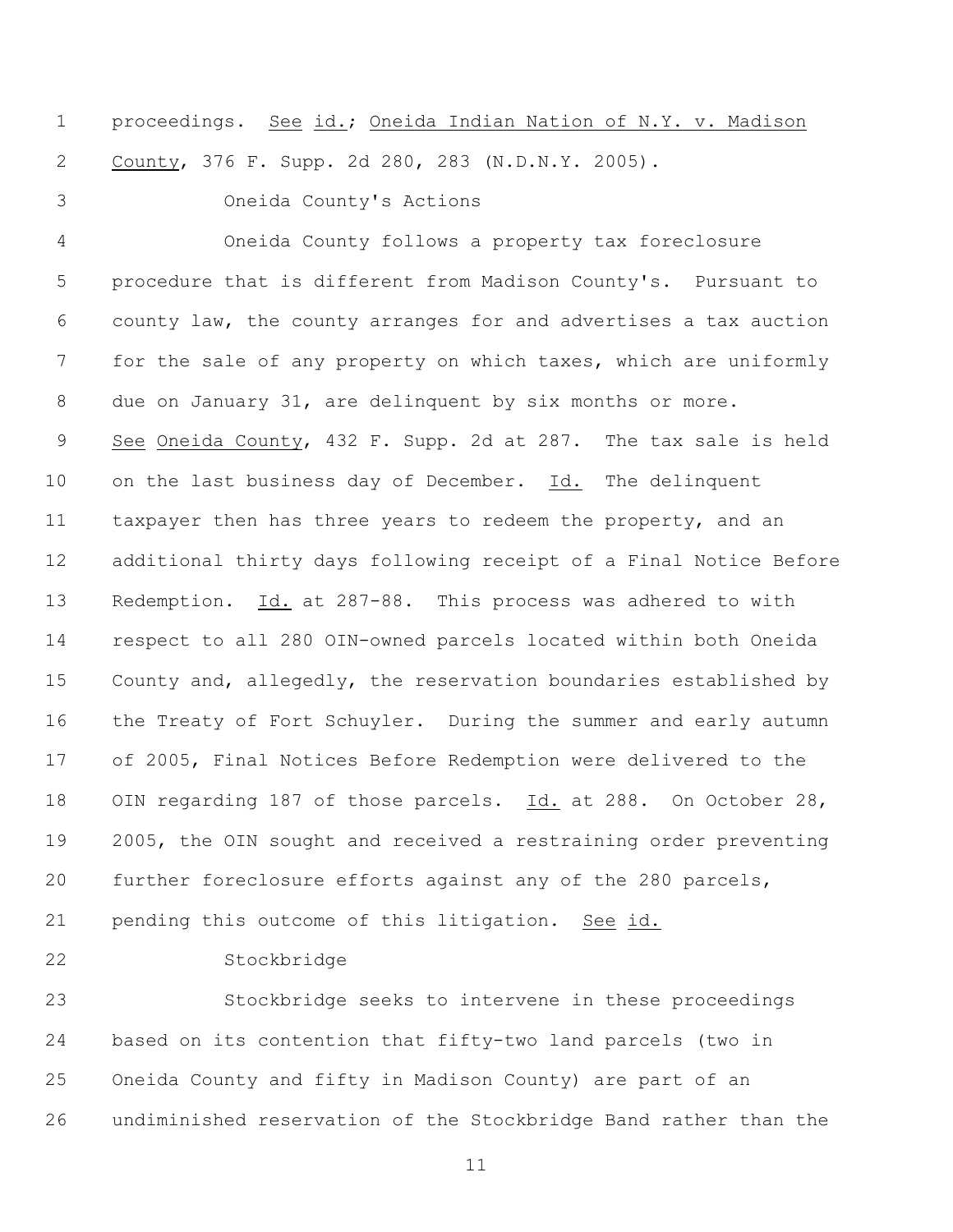proceedings. See id.; Oneida Indian Nation of N.Y. v. Madison County, 376 F. Supp. 2d 280, 283 (N.D.N.Y. 2005).

### Oneida County's Actions

Oneida County follows a property tax foreclosure procedure that is different from Madison County's. Pursuant to county law, the county arranges for and advertises a tax auction for the sale of any property on which taxes, which are uniformly due on January 31, are delinquent by six months or more. See Oneida County, 432 F. Supp. 2d at 287. The tax sale is held on the last business day of December. Id. The delinquent taxpayer then has three years to redeem the property, and an additional thirty days following receipt of a Final Notice Before Redemption. Id. at 287-88. This process was adhered to with respect to all 280 OIN-owned parcels located within both Oneida County and, allegedly, the reservation boundaries established by the Treaty of Fort Schuyler. During the summer and early autumn of 2005, Final Notices Before Redemption were delivered to the OIN regarding 187 of those parcels. Id. at 288. On October 28, 2005, the OIN sought and received a restraining order preventing further foreclosure efforts against any of the 280 parcels, pending this outcome of this litigation. See id.

### Stockbridge

Stockbridge seeks to intervene in these proceedings based on its contention that fifty-two land parcels (two in Oneida County and fifty in Madison County) are part of an undiminished reservation of the Stockbridge Band rather than the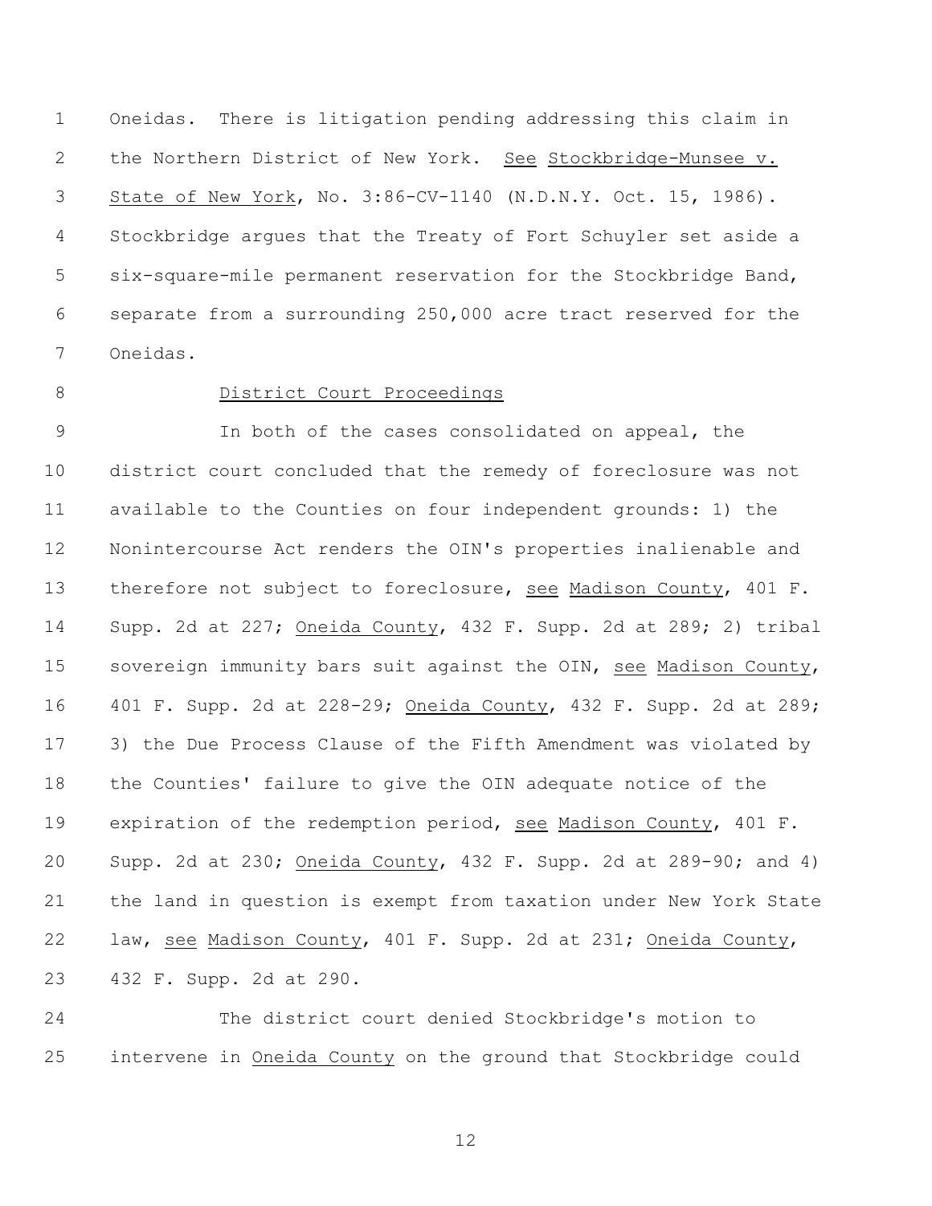Oneidas. There is litigation pending addressing this claim in the Northern District of New York. See Stockbridge-Munsee v. State of New York, No. 3:86-CV-1140 (N.D.N.Y. Oct. 15, 1986). Stockbridge argues that the Treaty of Fort Schuyler set aside a six-square-mile permanent reservation for the Stockbridge Band, separate from a surrounding 250,000 acre tract reserved for the Oneidas.

## District Court Proceedings

In both of the cases consolidated on appeal, the district court concluded that the remedy of foreclosure was not available to the Counties on four independent grounds: 1) the Nonintercourse Act renders the OIN's properties inalienable and therefore not subject to foreclosure, see Madison County, 401 F. Supp. 2d at 227; Oneida County, 432 F. Supp. 2d at 289; 2) tribal sovereign immunity bars suit against the OIN, see Madison County, 401 F. Supp. 2d at 228-29; Oneida County, 432 F. Supp. 2d at 289; 3) the Due Process Clause of the Fifth Amendment was violated by the Counties' failure to give the OIN adequate notice of the expiration of the redemption period, see Madison County, 401 F. Supp. 2d at 230; Oneida County, 432 F. Supp. 2d at 289-90; and 4) the land in question is exempt from taxation under New York State law, see Madison County, 401 F. Supp. 2d at 231; Oneida County, 432 F. Supp. 2d at 290.

The district court denied Stockbridge's motion to intervene in Oneida County on the ground that Stockbridge could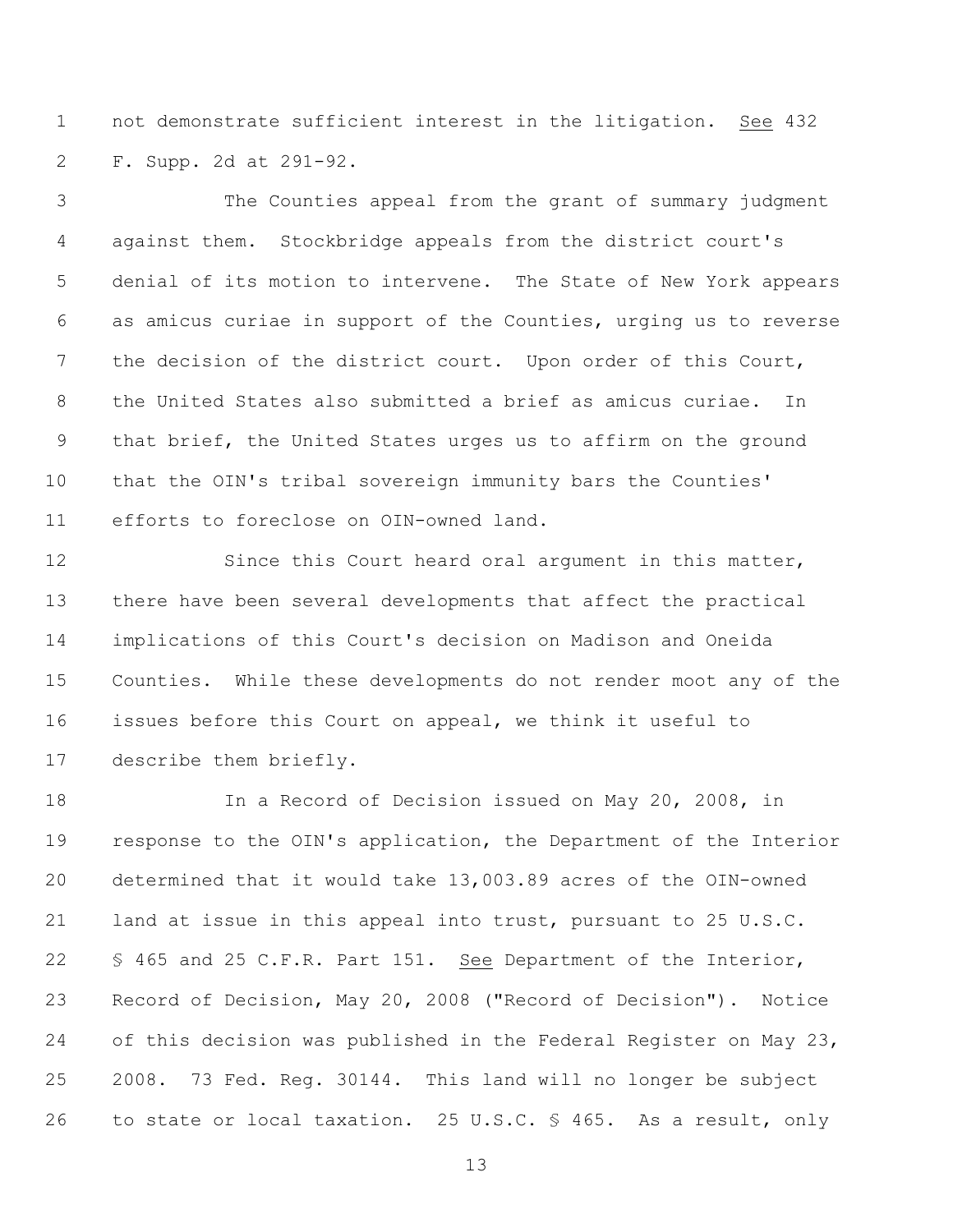not demonstrate sufficient interest in the litigation. See 432 F. Supp. 2d at 291-92.

The Counties appeal from the grant of summary judgment against them. Stockbridge appeals from the district court's denial of its motion to intervene. The State of New York appears as amicus curiae in support of the Counties, urging us to reverse the decision of the district court. Upon order of this Court, the United States also submitted a brief as amicus curiae. In that brief, the United States urges us to affirm on the ground that the OIN's tribal sovereign immunity bars the Counties' efforts to foreclose on OIN-owned land.

Since this Court heard oral argument in this matter, there have been several developments that affect the practical implications of this Court's decision on Madison and Oneida Counties. While these developments do not render moot any of the issues before this Court on appeal, we think it useful to describe them briefly.

In a Record of Decision issued on May 20, 2008, in response to the OIN's application, the Department of the Interior determined that it would take 13,003.89 acres of the OIN-owned land at issue in this appeal into trust, pursuant to 25 U.S.C. § 465 and 25 C.F.R. Part 151. See Department of the Interior, Record of Decision, May 20, 2008 ("Record of Decision"). Notice of this decision was published in the Federal Register on May 23, 2008. 73 Fed. Reg. 30144. This land will no longer be subject to state or local taxation. 25 U.S.C. § 465. As a result, only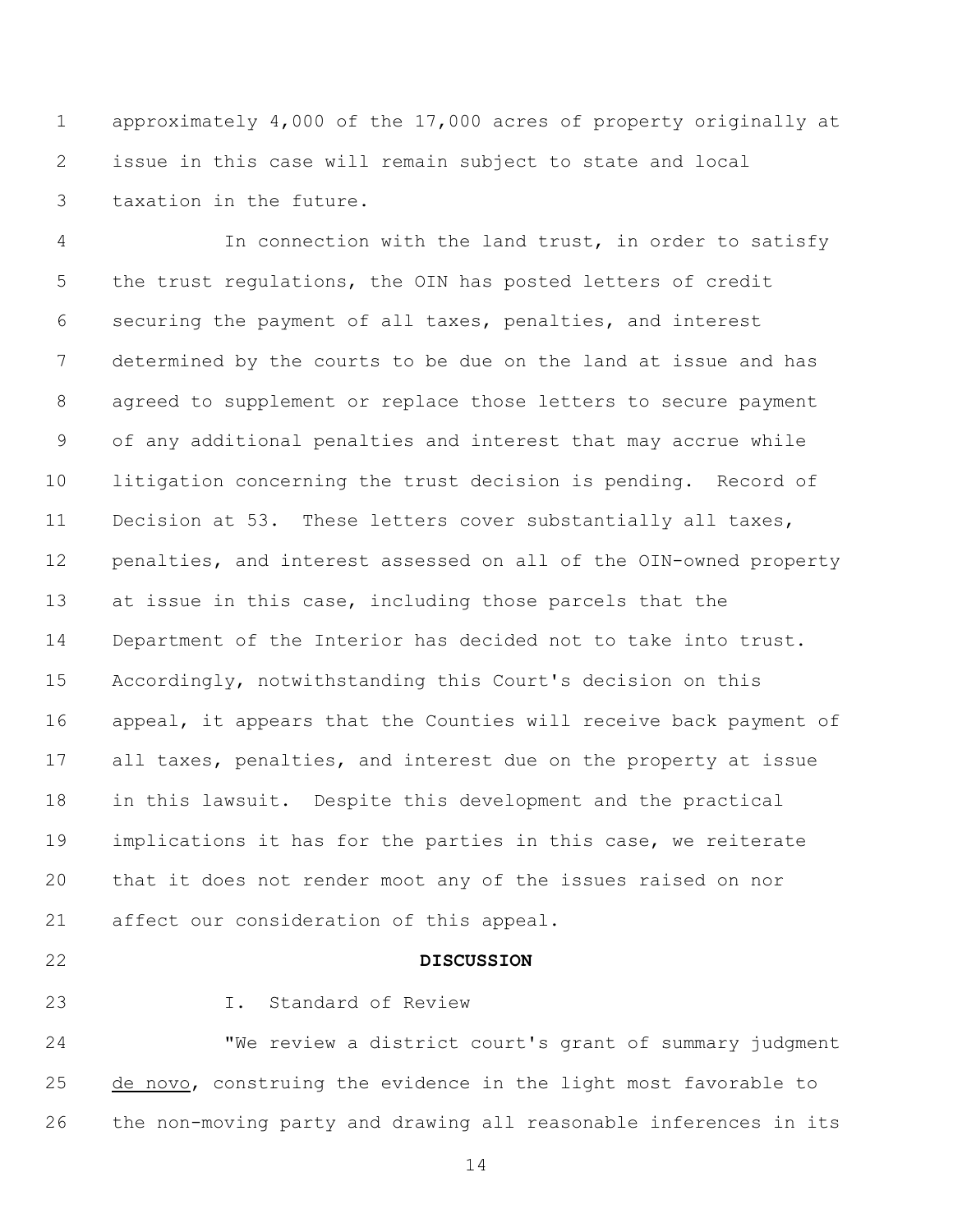approximately 4,000 of the 17,000 acres of property originally at issue in this case will remain subject to state and local taxation in the future.

In connection with the land trust, in order to satisfy the trust regulations, the OIN has posted letters of credit securing the payment of all taxes, penalties, and interest determined by the courts to be due on the land at issue and has agreed to supplement or replace those letters to secure payment of any additional penalties and interest that may accrue while litigation concerning the trust decision is pending. Record of Decision at 53. These letters cover substantially all taxes, penalties, and interest assessed on all of the OIN-owned property at issue in this case, including those parcels that the Department of the Interior has decided not to take into trust. Accordingly, notwithstanding this Court's decision on this appeal, it appears that the Counties will receive back payment of all taxes, penalties, and interest due on the property at issue in this lawsuit. Despite this development and the practical implications it has for the parties in this case, we reiterate that it does not render moot any of the issues raised on nor affect our consideration of this appeal.

## DISCUSSION

### I. Standard of Review

"We review a district court's grant of summary judgment de novo, construing the evidence in the light most favorable to the non-moving party and drawing all reasonable inferences in its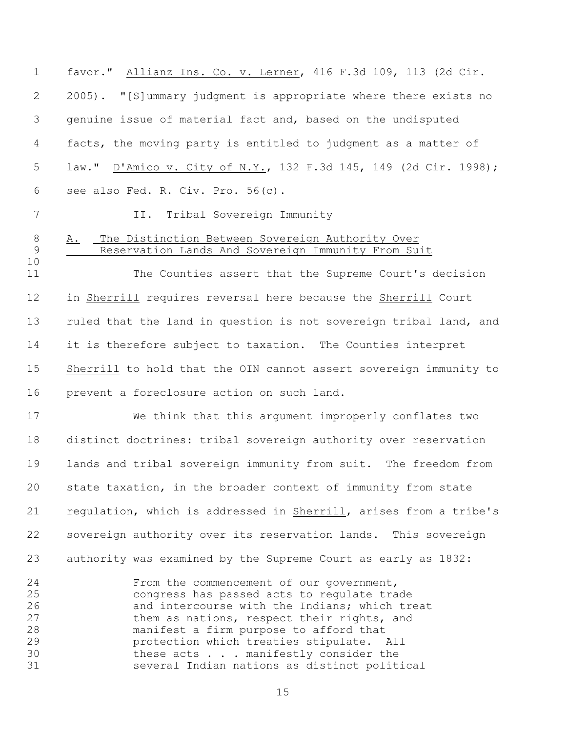favor." Allianz Ins. Co. v. Lerner, 416 F.3d 109, 113 (2d Cir. 2005). "[S]ummary judgment is appropriate where there exists no genuine issue of material fact and, based on the undisputed facts, the moving party is entitled to judgment as a matter of law." D'Amico v. City of N.Y., 132 F.3d 145, 149 (2d Cir. 1998); see also Fed. R. Civ. Pro. 56(c).

## II. Tribal Sovereign Immunity

### A. The Distinction Between Sovereign Authority Over Reservation Lands And Sovereign Immunity From Suit

The Counties assert that the Supreme Court's decision in Sherrill requires reversal here because the Sherrill Court ruled that the land in question is not sovereign tribal land, and it is therefore subject to taxation. The Counties interpret Sherrill to hold that the OIN cannot assert sovereign immunity to prevent a foreclosure action on such land.

We think that this argument improperly conflates two distinct doctrines: tribal sovereign authority over reservation lands and tribal sovereign immunity from suit. The freedom from state taxation, in the broader context of immunity from state regulation, which is addressed in Sherrill, arises from a tribe's sovereign authority over its reservation lands. This sovereign authority was examined by the Supreme Court as early as 1832:

> From the commencement of our government, congress has passed acts to regulate trade and intercourse with the Indians; which treat them as nations, respect their rights, and manifest a firm purpose to afford that protection which treaties stipulate. All these acts . . . manifestly consider the several Indian nations as distinct political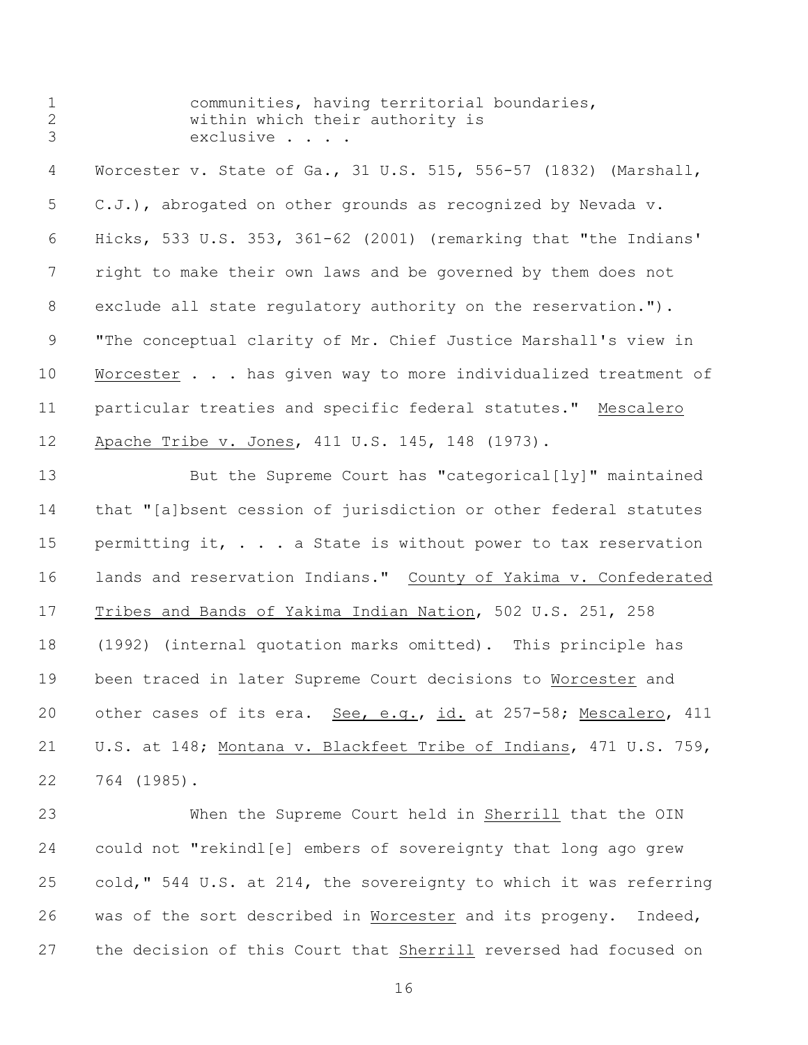> communities, having territorial boundaries, within which their authority is exclusive . . . .

Worcester v. State of Ga., 31 U.S. 515, 556-57 (1832) (Marshall, C.J.), abrogated on other grounds as recognized by Nevada v. Hicks, 533 U.S. 353, 361-62 (2001) (remarking that "the Indians' right to make their own laws and be governed by them does not exclude all state regulatory authority on the reservation."). "The conceptual clarity of Mr. Chief Justice Marshall's view in Worcester . . . has given way to more individualized treatment of particular treaties and specific federal statutes." Mescalero Apache Tribe v. Jones, 411 U.S. 145, 148 (1973).

But the Supreme Court has "categorical[ly]" maintained that "[a]bsent cession of jurisdiction or other federal statutes permitting it, . . . a State is without power to tax reservation lands and reservation Indians." County of Yakima v. Confederated Tribes and Bands of Yakima Indian Nation, 502 U.S. 251, 258 (1992) (internal quotation marks omitted). This principle has been traced in later Supreme Court decisions to Worcester and other cases of its era. See, e.g., id. at 257-58; Mescalero, 411 U.S. at 148; Montana v. Blackfeet Tribe of Indians, 471 U.S. 759, 764 (1985).

When the Supreme Court held in Sherrill that the OIN could not "rekindl[e] embers of sovereignty that long ago grew cold," 544 U.S. at 214, the sovereignty to which it was referring was of the sort described in Worcester and its progeny. Indeed, the decision of this Court that Sherrill reversed had focused on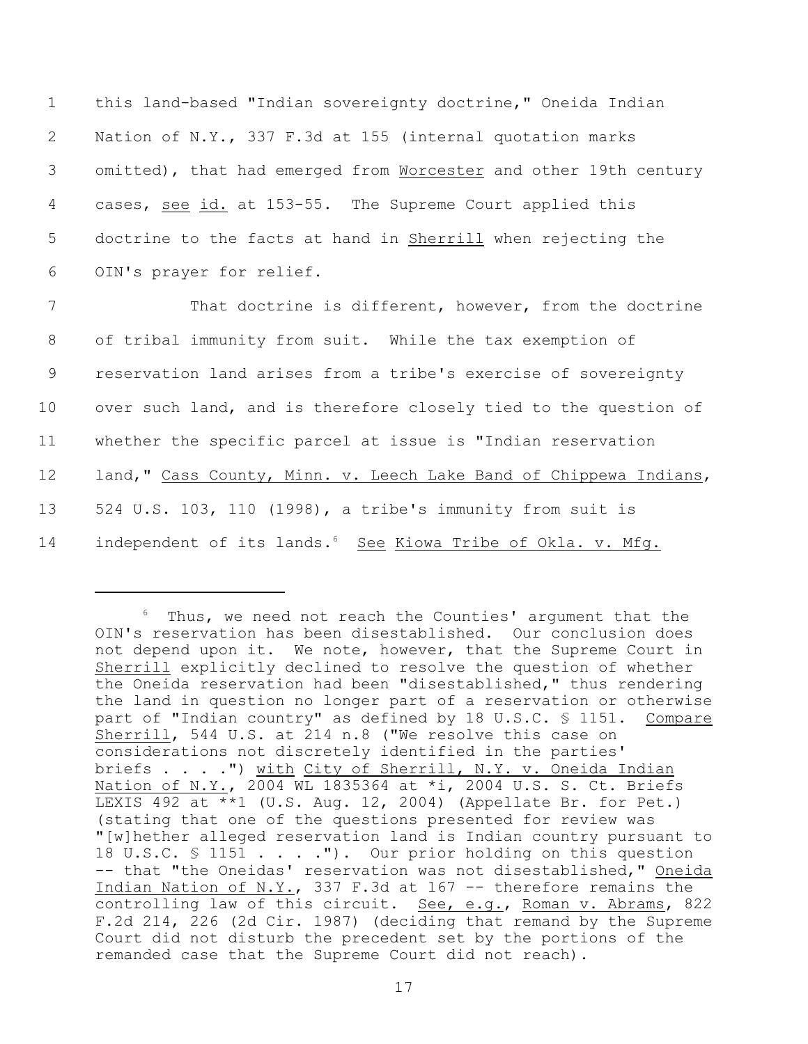this land-based "Indian sovereignty doctrine," Oneida Indian Nation of N.Y., 337 F.3d at 155 (internal quotation marks omitted), that had emerged from Worcester and other 19th century cases, see id. at 153-55. The Supreme Court applied this doctrine to the facts at hand in Sherrill when rejecting the OIN's prayer for relief.

That doctrine is different, however, from the doctrine of tribal immunity from suit. While the tax exemption of reservation land arises from a tribe's exercise of sovereignty over such land, and is therefore closely tied to the question of whether the specific parcel at issue is "Indian reservation land," Cass County, Minn. v. Leech Lake Band of Chippewa Indians, 524 U.S. 103, 110 (1998), a tribe's immunity from suit is independent of its lands.[6] See Kiowa Tribe of Okla. v. Mfg.

---

[6] Thus, we need not reach the Counties' argument that the OIN's reservation has been disestablished. Our conclusion does not depend upon it. We note, however, that the Supreme Court in Sherrill explicitly declined to resolve the question of whether the Oneida reservation had been "disestablished," thus rendering the land in question no longer part of a reservation or otherwise part of "Indian country" as defined by 18 U.S.C. § 1151. Compare Sherrill, 544 U.S. at 214 n.8 ("We resolve this case on considerations not discretely identified in the parties' briefs . . . .") with City of Sherrill, N.Y. v. Oneida Indian Nation of N.Y., 2004 WL 1835364 at *i, 2004 U.S. S. Ct. Briefs LEXIS 492 at **1 (U.S. Aug. 12, 2004) (Appellate Br. for Pet.) (stating that one of the questions presented for review was "[w]hether alleged reservation land is Indian country pursuant to 18 U.S.C. § 1151 . . . ."). Our prior holding on this question -- that "the Oneidas' reservation was not disestablished," Oneida Indian Nation of N.Y., 337 F.3d at 167 -- therefore remains the controlling law of this circuit. See, e.g., Roman v. Abrams, 822 F.2d 214, 226 (2d Cir. 1987) (deciding that remand by the Supreme Court did not disturb the precedent set by the portions of the remanded case that the Supreme Court did not reach).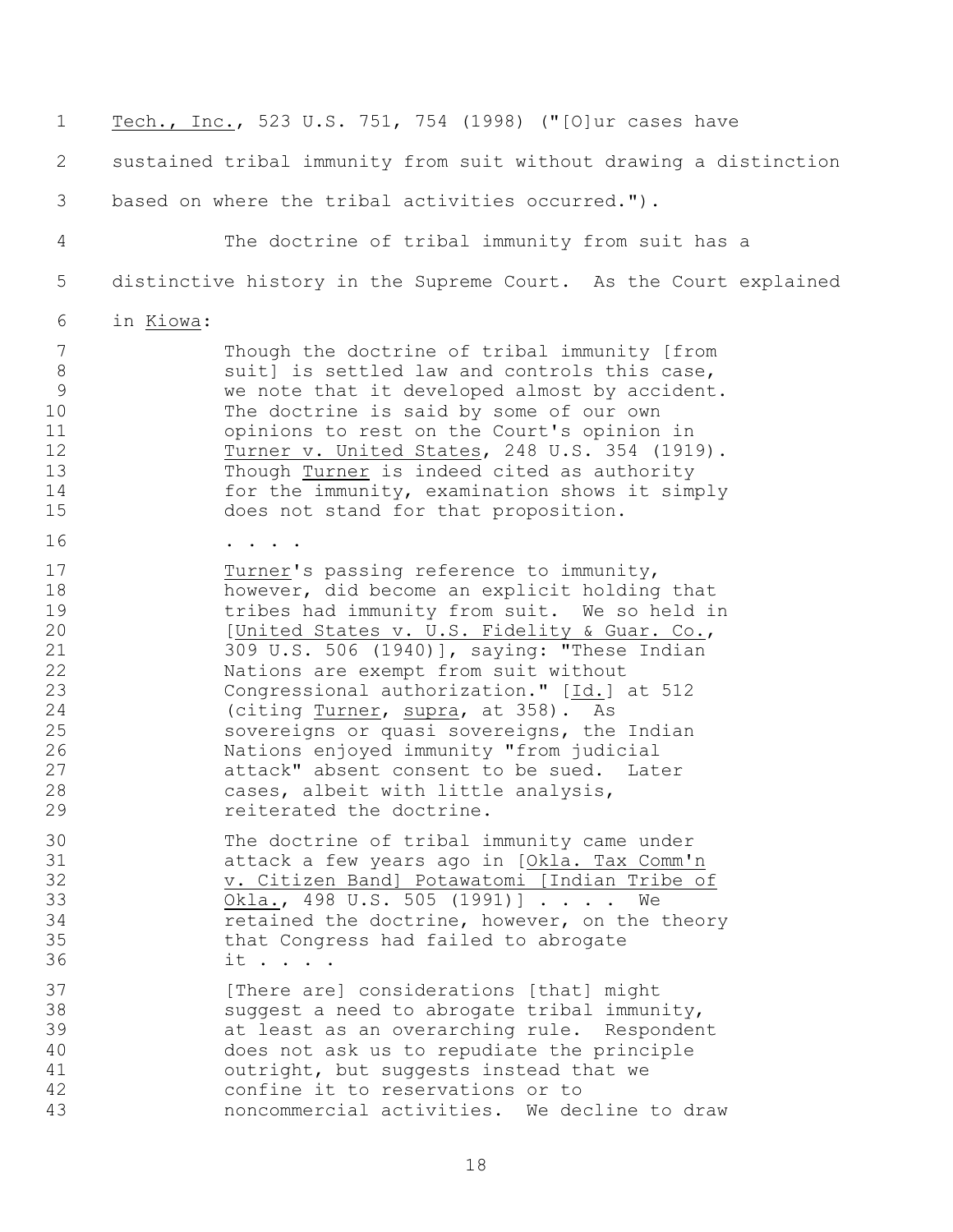Tech., Inc., 523 U.S. 751, 754 (1998) ("[O]ur cases have sustained tribal immunity from suit without drawing a distinction based on where the tribal activities occurred.").

The doctrine of tribal immunity from suit has a distinctive history in the Supreme Court. As the Court explained in Kiowa:

> Though the doctrine of tribal immunity [from suit] is settled law and controls this case, we note that it developed almost by accident. The doctrine is said by some of our own opinions to rest on the Court's opinion in Turner v. United States, 248 U.S. 354 (1919). Though Turner is indeed cited as authority for the immunity, examination shows it simply does not stand for that proposition.
>
> . . . .
>
> Turner's passing reference to immunity, however, did become an explicit holding that tribes had immunity from suit. We so held in [United States v. U.S. Fidelity & Guar. Co., 309 U.S. 506 (1940)], saying: "These Indian Nations are exempt from suit without Congressional authorization." [Id.] at 512 (citing Turner, supra, at 358). As sovereigns or quasi sovereigns, the Indian Nations enjoyed immunity "from judicial attack" absent consent to be sued. Later cases, albeit with little analysis, reiterated the doctrine.
>
> The doctrine of tribal immunity came under attack a few years ago in [Okla. Tax Comm'n v. Citizen Band] Potawatomi [Indian Tribe of Okla., 498 U.S. 505 (1991)] . . . . We retained the doctrine, however, on the theory that Congress had failed to abrogate it . . . .
>
> [There are] considerations [that] might suggest a need to abrogate tribal immunity, at least as an overarching rule. Respondent does not ask us to repudiate the principle outright, but suggests instead that we confine it to reservations or to noncommercial activities. We decline to draw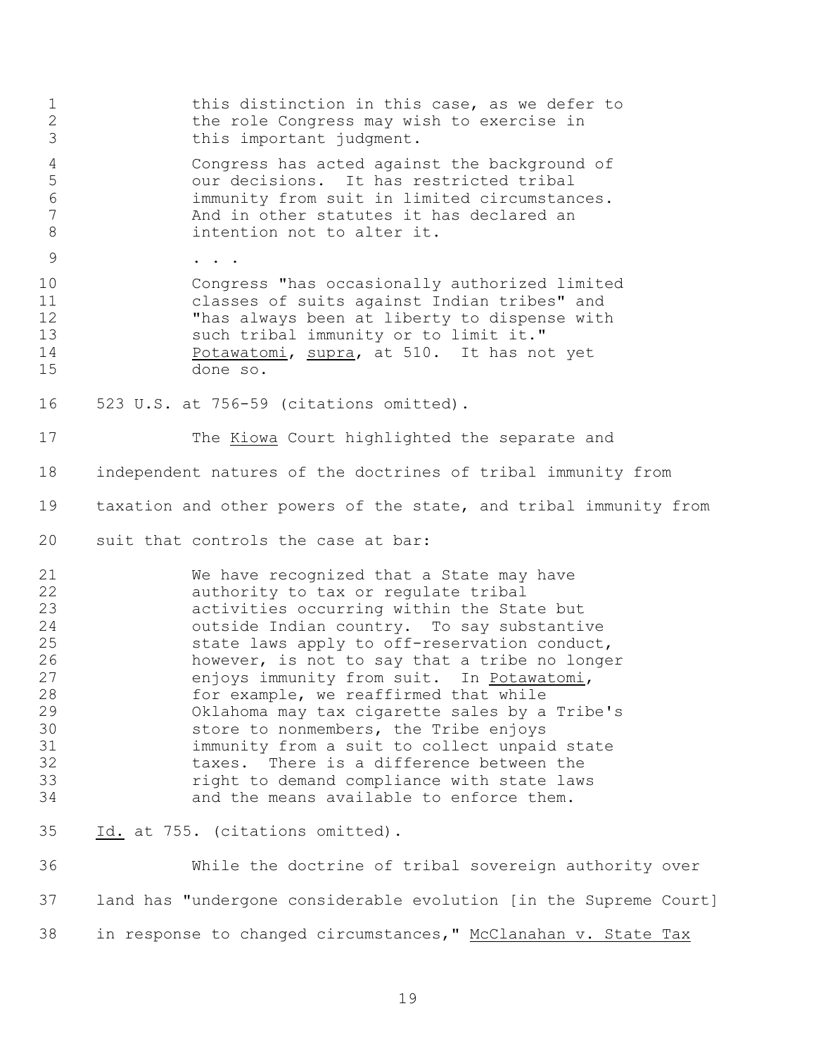> this distinction in this case, as we defer to the role Congress may wish to exercise in this important judgment.
>
> Congress has acted against the background of our decisions. It has restricted tribal immunity from suit in limited circumstances. And in other statutes it has declared an intention not to alter it.
>
> . . .
>
> Congress "has occasionally authorized limited classes of suits against Indian tribes" and "has always been at liberty to dispense with such tribal immunity or to limit it." Potawatomi, supra, at 510. It has not yet done so.

523 U.S. at 756-59 (citations omitted).

The Kiowa Court highlighted the separate and independent natures of the doctrines of tribal immunity from taxation and other powers of the state, and tribal immunity from suit that controls the case at bar:

> We have recognized that a State may have authority to tax or regulate tribal activities occurring within the State but outside Indian country. To say substantive state laws apply to off-reservation conduct, however, is not to say that a tribe no longer enjoys immunity from suit. In Potawatomi, for example, we reaffirmed that while Oklahoma may tax cigarette sales by a Tribe's store to nonmembers, the Tribe enjoys immunity from a suit to collect unpaid state taxes. There is a difference between the right to demand compliance with state laws and the means available to enforce them.

Id. at 755. (citations omitted).

While the doctrine of tribal sovereign authority over land has "undergone considerable evolution [in the Supreme Court] in response to changed circumstances," McClanahan v. State Tax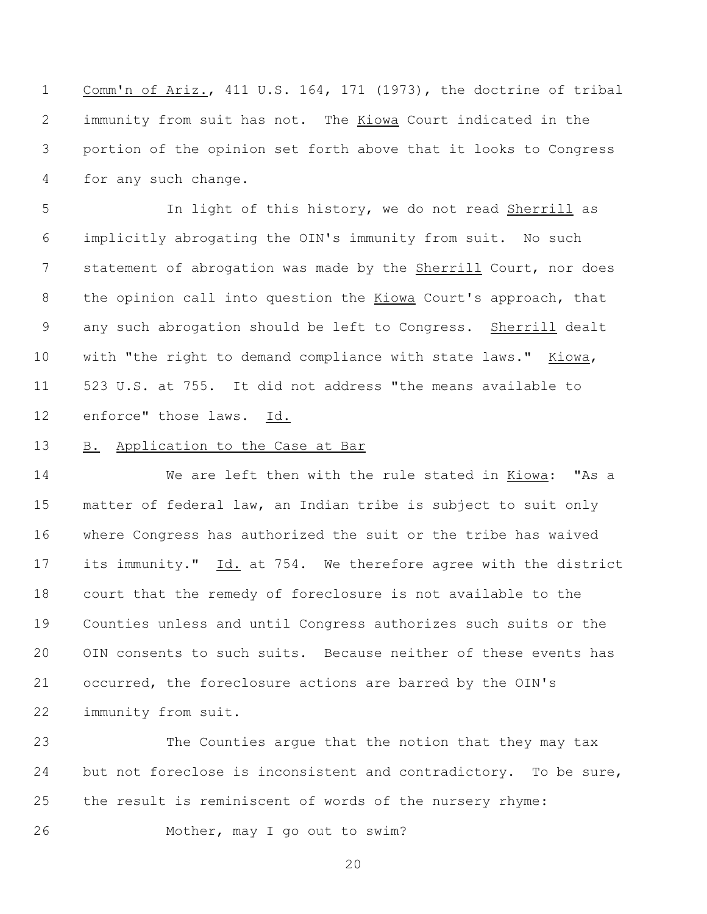Comm'n of Ariz., 411 U.S. 164, 171 (1973), the doctrine of tribal immunity from suit has not. The Kiowa Court indicated in the portion of the opinion set forth above that it looks to Congress for any such change.

In light of this history, we do not read Sherrill as implicitly abrogating the OIN's immunity from suit. No such statement of abrogation was made by the Sherrill Court, nor does the opinion call into question the Kiowa Court's approach, that any such abrogation should be left to Congress. Sherrill dealt with "the right to demand compliance with state laws." Kiowa, 523 U.S. at 755. It did not address "the means available to enforce" those laws. Id.

B. Application to the Case at Bar

We are left then with the rule stated in Kiowa: "As a matter of federal law, an Indian tribe is subject to suit only where Congress has authorized the suit or the tribe has waived its immunity." Id. at 754. We therefore agree with the district court that the remedy of foreclosure is not available to the Counties unless and until Congress authorizes such suits or the OIN consents to such suits. Because neither of these events has occurred, the foreclosure actions are barred by the OIN's immunity from suit.

The Counties argue that the notion that they may tax but not foreclose is inconsistent and contradictory. To be sure, the result is reminiscent of words of the nursery rhyme:

Mother, may I go out to swim?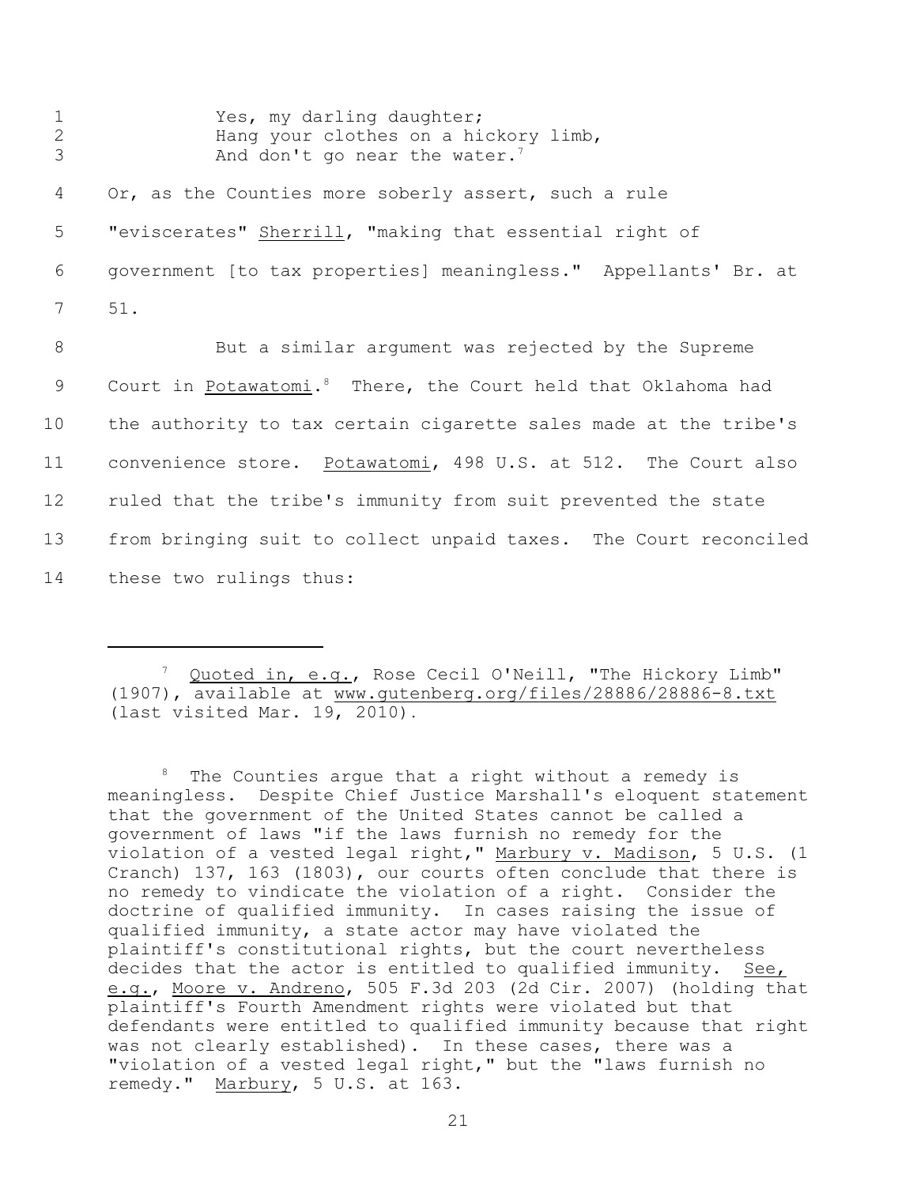> Yes, my darling daughter;
> Hang your clothes on a hickory limb,
> And don't go near the water.[7]

Or, as the Counties more soberly assert, such a rule "eviscerates" Sherrill, "making that essential right of government [to tax properties] meaningless." Appellants' Br. at 51.

But a similar argument was rejected by the Supreme Court in Potawatomi.[8] There, the Court held that Oklahoma had the authority to tax certain cigarette sales made at the tribe's convenience store. Potawatomi, 498 U.S. at 512. The Court also ruled that the tribe's immunity from suit prevented the state from bringing suit to collect unpaid taxes. The Court reconciled these two rulings thus:

---

[7] Quoted in, e.g., Rose Cecil O'Neill, "The Hickory Limb" (1907), available at www.gutenberg.org/files/28886/28886-8.txt (last visited Mar. 19, 2010).

[8] The Counties argue that a right without a remedy is meaningless. Despite Chief Justice Marshall's eloquent statement that the government of the United States cannot be called a government of laws "if the laws furnish no remedy for the violation of a vested legal right," Marbury v. Madison, 5 U.S. (1 Cranch) 137, 163 (1803), our courts often conclude that there is no remedy to vindicate the violation of a right. Consider the doctrine of qualified immunity. In cases raising the issue of qualified immunity, a state actor may have violated the plaintiff's constitutional rights, but the court nevertheless decides that the actor is entitled to qualified immunity. See, e.g., Moore v. Andreno, 505 F.3d 203 (2d Cir. 2007) (holding that plaintiff's Fourth Amendment rights were violated but that defendants were entitled to qualified immunity because that right was not clearly established). In these cases, there was a "violation of a vested legal right," but the "laws furnish no remedy." Marbury, 5 U.S. at 163.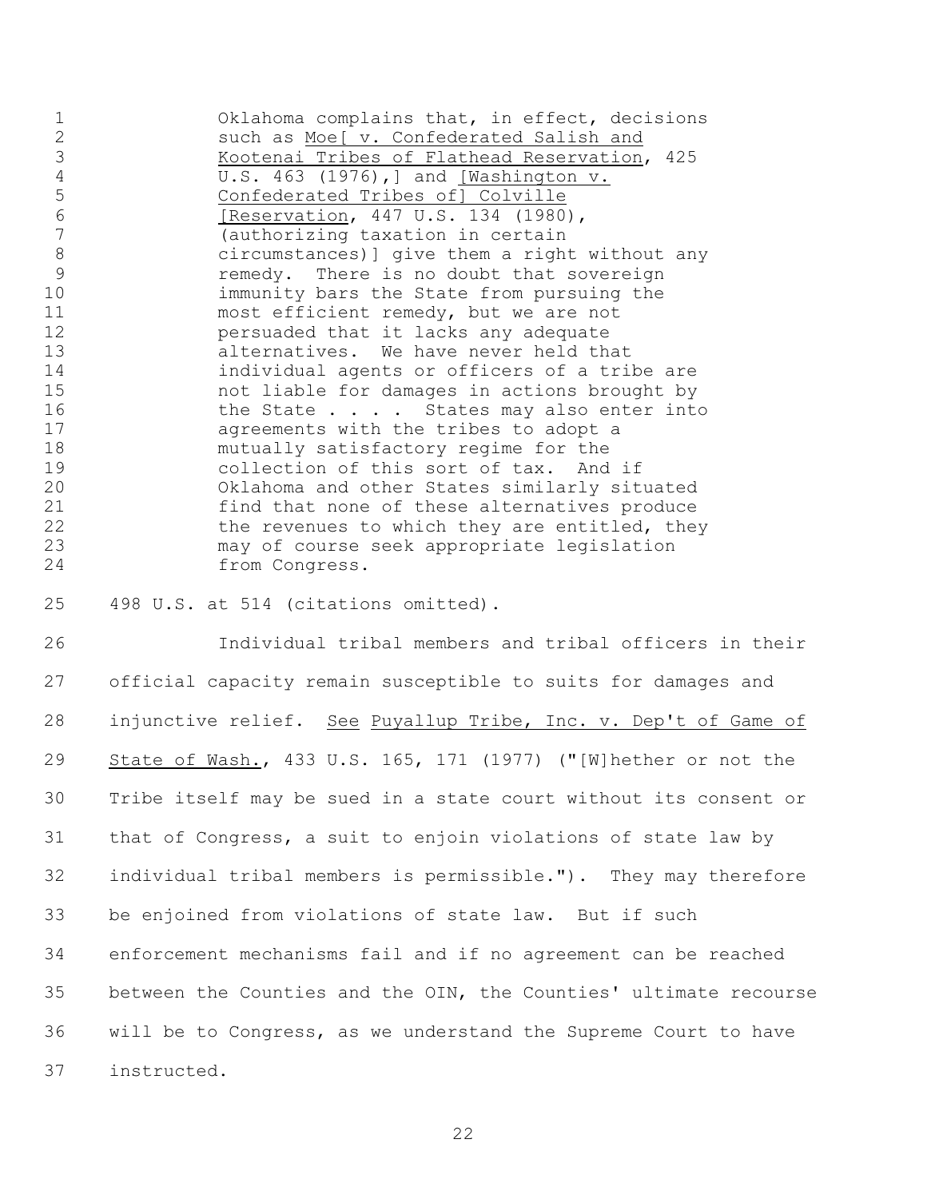> Oklahoma complains that, in effect, decisions such as Moe[ v. Confederated Salish and Kootenai Tribes of Flathead Reservation, 425 U.S. 463 (1976),] and [Washington v. Confederated Tribes of] Colville [Reservation, 447 U.S. 134 (1980), (authorizing taxation in certain circumstances)] give them a right without any remedy. There is no doubt that sovereign immunity bars the State from pursuing the most efficient remedy, but we are not persuaded that it lacks any adequate alternatives. We have never held that individual agents or officers of a tribe are not liable for damages in actions brought by the State . . . . States may also enter into agreements with the tribes to adopt a mutually satisfactory regime for the collection of this sort of tax. And if Oklahoma and other States similarly situated find that none of these alternatives produce the revenues to which they are entitled, they may of course seek appropriate legislation from Congress.

498 U.S. at 514 (citations omitted).

Individual tribal members and tribal officers in their official capacity remain susceptible to suits for damages and injunctive relief. See Puyallup Tribe, Inc. v. Dep't of Game of State of Wash., 433 U.S. 165, 171 (1977) ("[W]hether or not the Tribe itself may be sued in a state court without its consent or that of Congress, a suit to enjoin violations of state law by individual tribal members is permissible."). They may therefore be enjoined from violations of state law. But if such enforcement mechanisms fail and if no agreement can be reached between the Counties and the OIN, the Counties' ultimate recourse will be to Congress, as we understand the Supreme Court to have instructed.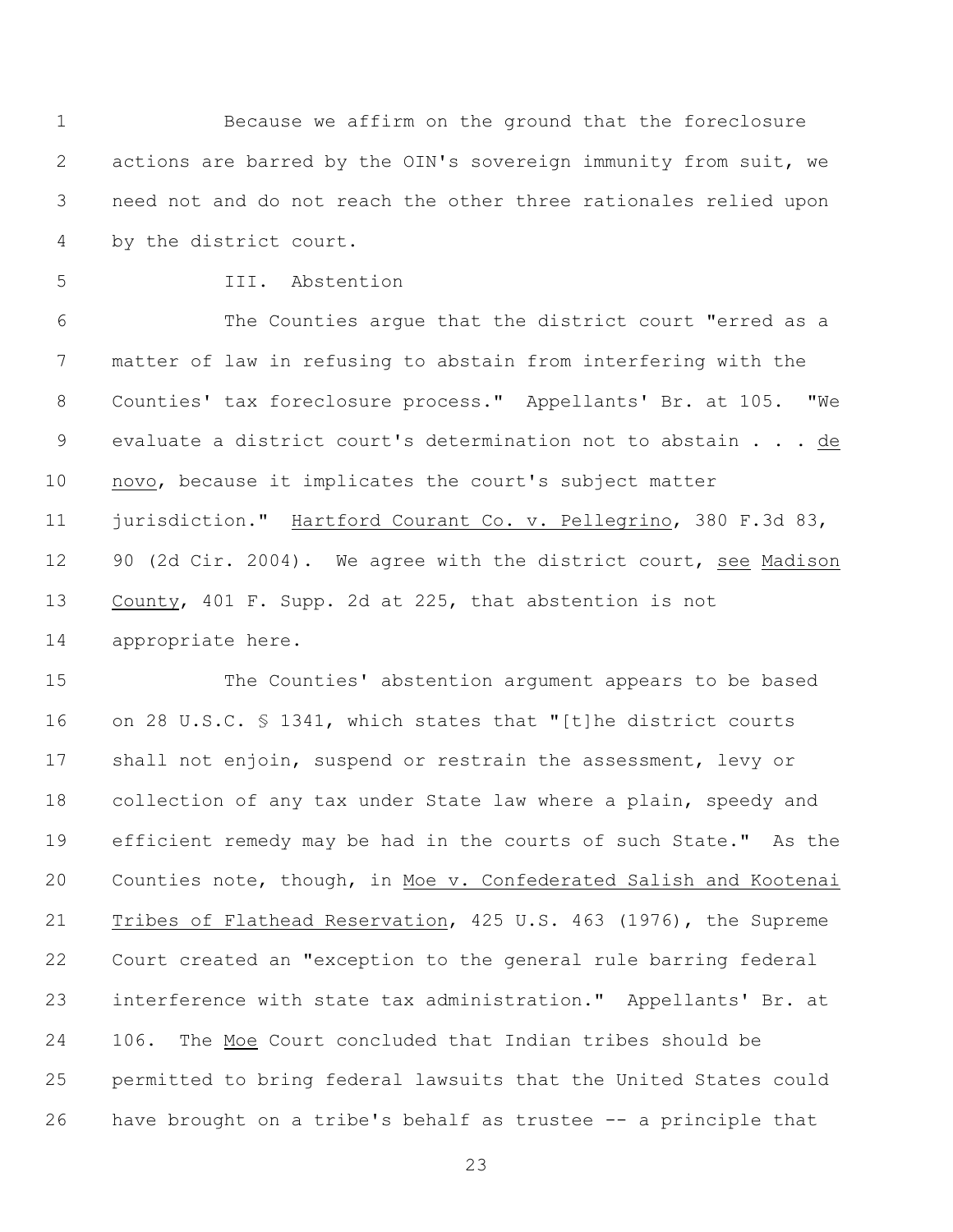Because we affirm on the ground that the foreclosure actions are barred by the OIN's sovereign immunity from suit, we need not and do not reach the other three rationales relied upon by the district court.

### III. Abstention

The Counties argue that the district court "erred as a matter of law in refusing to abstain from interfering with the Counties' tax foreclosure process." Appellants' Br. at 105. "We evaluate a district court's determination not to abstain . . . _de novo_, because it implicates the court's subject matter jurisdiction." _Hartford Courant Co. v. Pellegrino_, 380 F.3d 83, 90 (2d Cir. 2004). We agree with the district court, _see_ _Madison County_, 401 F. Supp. 2d at 225, that abstention is not appropriate here.

The Counties' abstention argument appears to be based on 28 U.S.C. § 1341, which states that "[t]he district courts shall not enjoin, suspend or restrain the assessment, levy or collection of any tax under State law where a plain, speedy and efficient remedy may be had in the courts of such State." As the Counties note, though, in _Moe v. Confederated Salish and Kootenai Tribes of Flathead Reservation_, 425 U.S. 463 (1976), the Supreme Court created an "exception to the general rule barring federal interference with state tax administration." Appellants' Br. at 106. The _Moe_ Court concluded that Indian tribes should be permitted to bring federal lawsuits that the United States could have brought on a tribe's behalf as trustee -- a principle that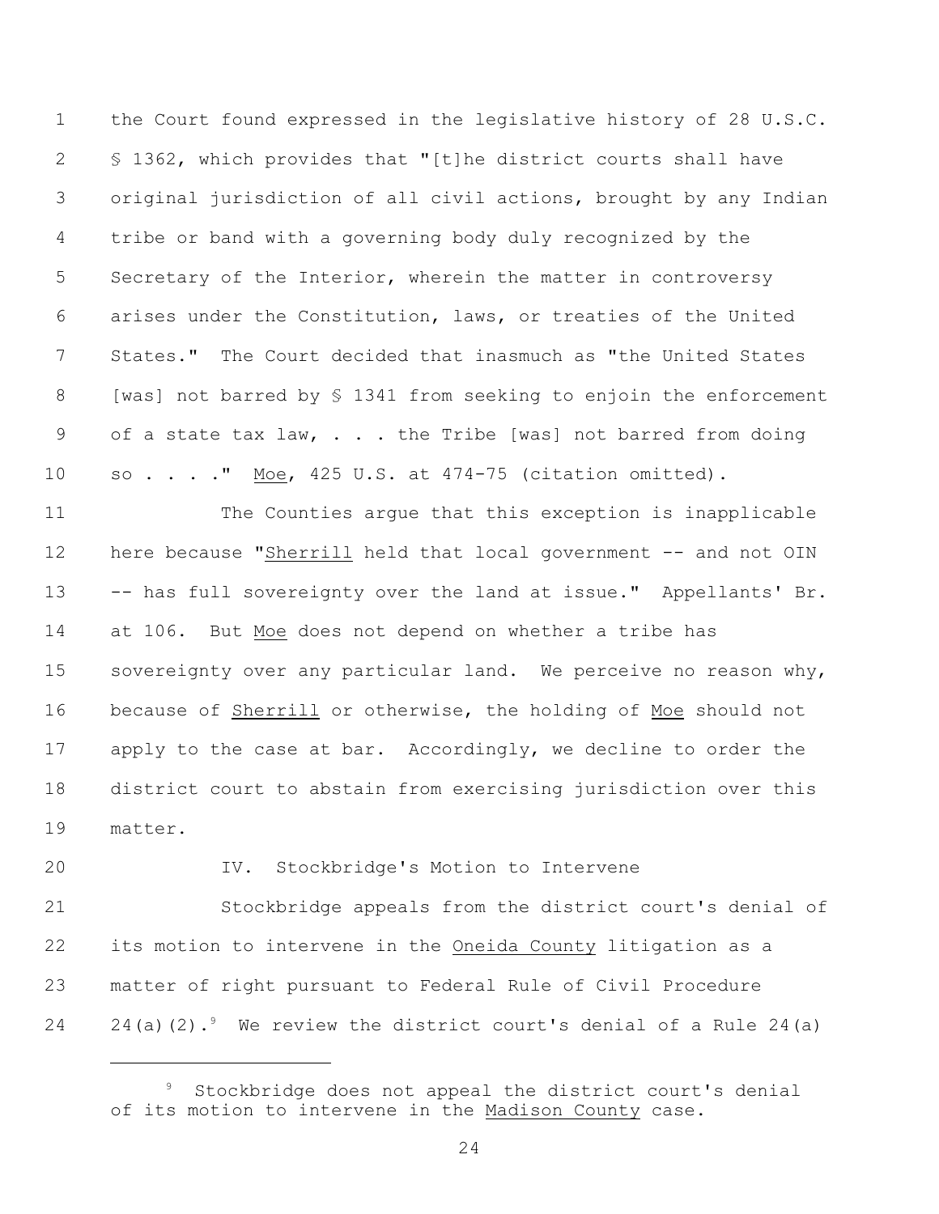the Court found expressed in the legislative history of 28 U.S.C. § 1362, which provides that "[t]he district courts shall have original jurisdiction of all civil actions, brought by any Indian tribe or band with a governing body duly recognized by the Secretary of the Interior, wherein the matter in controversy arises under the Constitution, laws, or treaties of the United States." The Court decided that inasmuch as "the United States [was] not barred by § 1341 from seeking to enjoin the enforcement of a state tax law, . . . the Tribe [was] not barred from doing so . . . ." Moe, 425 U.S. at 474-75 (citation omitted).

The Counties argue that this exception is inapplicable here because "Sherrill held that local government -- and not OIN -- has full sovereignty over the land at issue." Appellants' Br. at 106. But Moe does not depend on whether a tribe has sovereignty over any particular land. We perceive no reason why, because of Sherrill or otherwise, the holding of Moe should not apply to the case at bar. Accordingly, we decline to order the district court to abstain from exercising jurisdiction over this matter.

## IV. Stockbridge's Motion to Intervene

Stockbridge appeals from the district court's denial of its motion to intervene in the Oneida County litigation as a matter of right pursuant to Federal Rule of Civil Procedure 24(a)(2).[9] We review the district court's denial of a Rule 24(a)

---

[9] Stockbridge does not appeal the district court's denial of its motion to intervene in the Madison County case.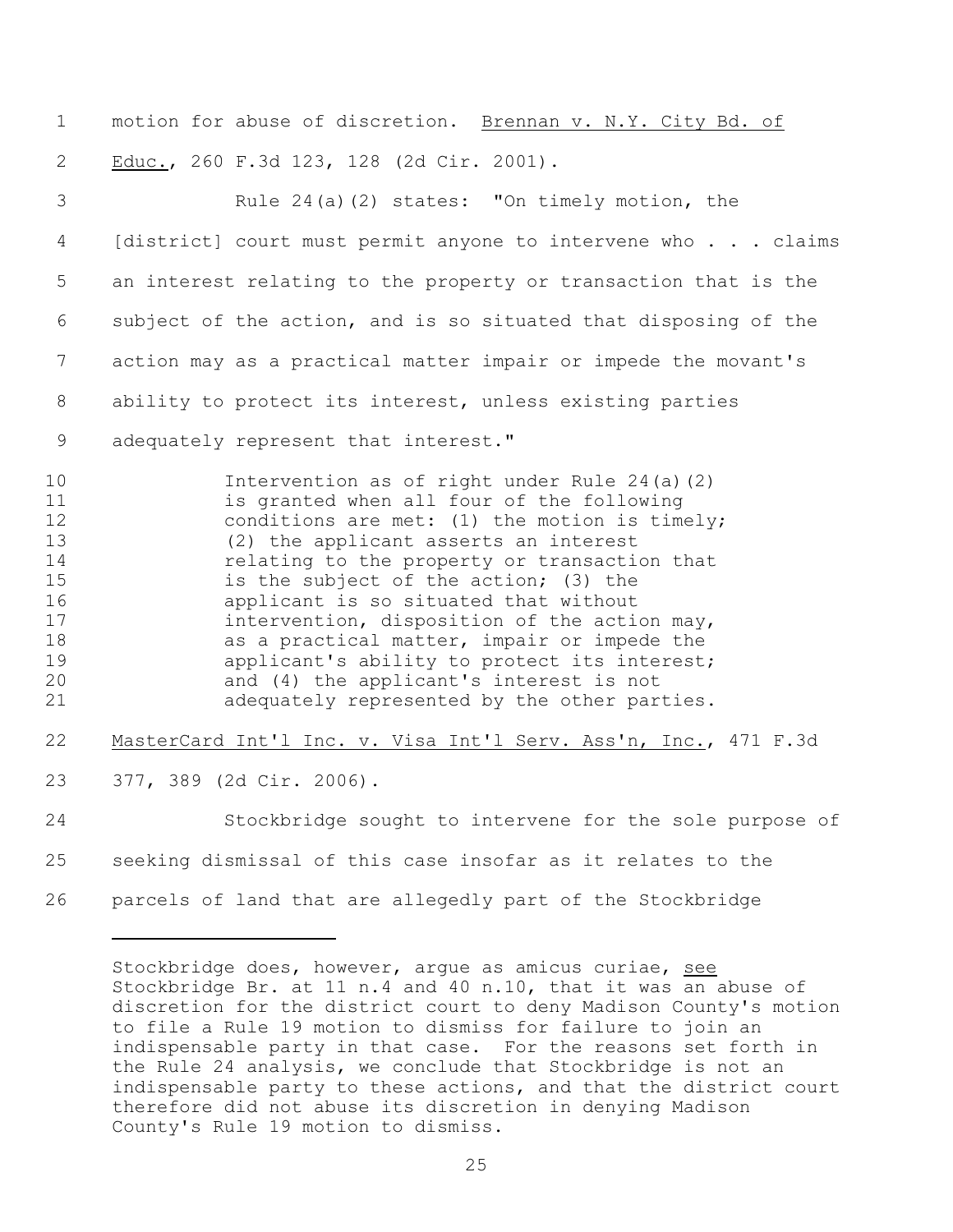motion for abuse of discretion. Brennan v. N.Y. City Bd. of Educ., 260 F.3d 123, 128 (2d Cir. 2001).

Rule 24(a)(2) states: "On timely motion, the [district] court must permit anyone to intervene who . . . claims an interest relating to the property or transaction that is the subject of the action, and is so situated that disposing of the action may as a practical matter impair or impede the movant's ability to protect its interest, unless existing parties adequately represent that interest."

> Intervention as of right under Rule 24(a)(2) is granted when all four of the following conditions are met: (1) the motion is timely; (2) the applicant asserts an interest relating to the property or transaction that is the subject of the action; (3) the applicant is so situated that without intervention, disposition of the action may, as a practical matter, impair or impede the applicant's ability to protect its interest; and (4) the applicant's interest is not adequately represented by the other parties.

MasterCard Int'l Inc. v. Visa Int'l Serv. Ass'n, Inc., 471 F.3d 377, 389 (2d Cir. 2006).

Stockbridge sought to intervene for the sole purpose of seeking dismissal of this case insofar as it relates to the parcels of land that are allegedly part of the Stockbridge

---

Stockbridge does, however, argue as amicus curiae, see Stockbridge Br. at 11 n.4 and 40 n.10, that it was an abuse of discretion for the district court to deny Madison County's motion to file a Rule 19 motion to dismiss for failure to join an indispensable party in that case. For the reasons set forth in the Rule 24 analysis, we conclude that Stockbridge is not an indispensable party to these actions, and that the district court therefore did not abuse its discretion in denying Madison County's Rule 19 motion to dismiss.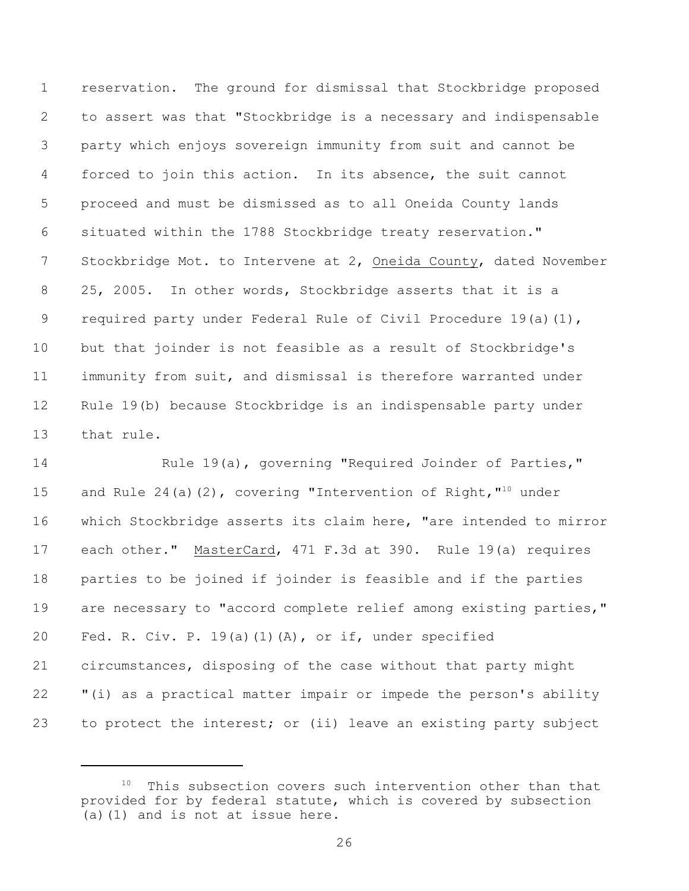reservation. The ground for dismissal that Stockbridge proposed to assert was that "Stockbridge is a necessary and indispensable party which enjoys sovereign immunity from suit and cannot be forced to join this action. In its absence, the suit cannot proceed and must be dismissed as to all Oneida County lands situated within the 1788 Stockbridge treaty reservation." Stockbridge Mot. to Intervene at 2, Oneida County, dated November 25, 2005. In other words, Stockbridge asserts that it is a required party under Federal Rule of Civil Procedure 19(a)(1), but that joinder is not feasible as a result of Stockbridge's immunity from suit, and dismissal is therefore warranted under Rule 19(b) because Stockbridge is an indispensable party under that rule.

Rule 19(a), governing "Required Joinder of Parties," and Rule 24(a)(2), covering "Intervention of Right,"[10] under which Stockbridge asserts its claim here, "are intended to mirror each other." MasterCard, 471 F.3d at 390. Rule 19(a) requires parties to be joined if joinder is feasible and if the parties are necessary to "accord complete relief among existing parties," Fed. R. Civ. P. 19(a)(1)(A), or if, under specified circumstances, disposing of the case without that party might "(i) as a practical matter impair or impede the person's ability to protect the interest; or (ii) leave an existing party subject

---

[10] This subsection covers such intervention other than that provided for by federal statute, which is covered by subsection (a)(1) and is not at issue here.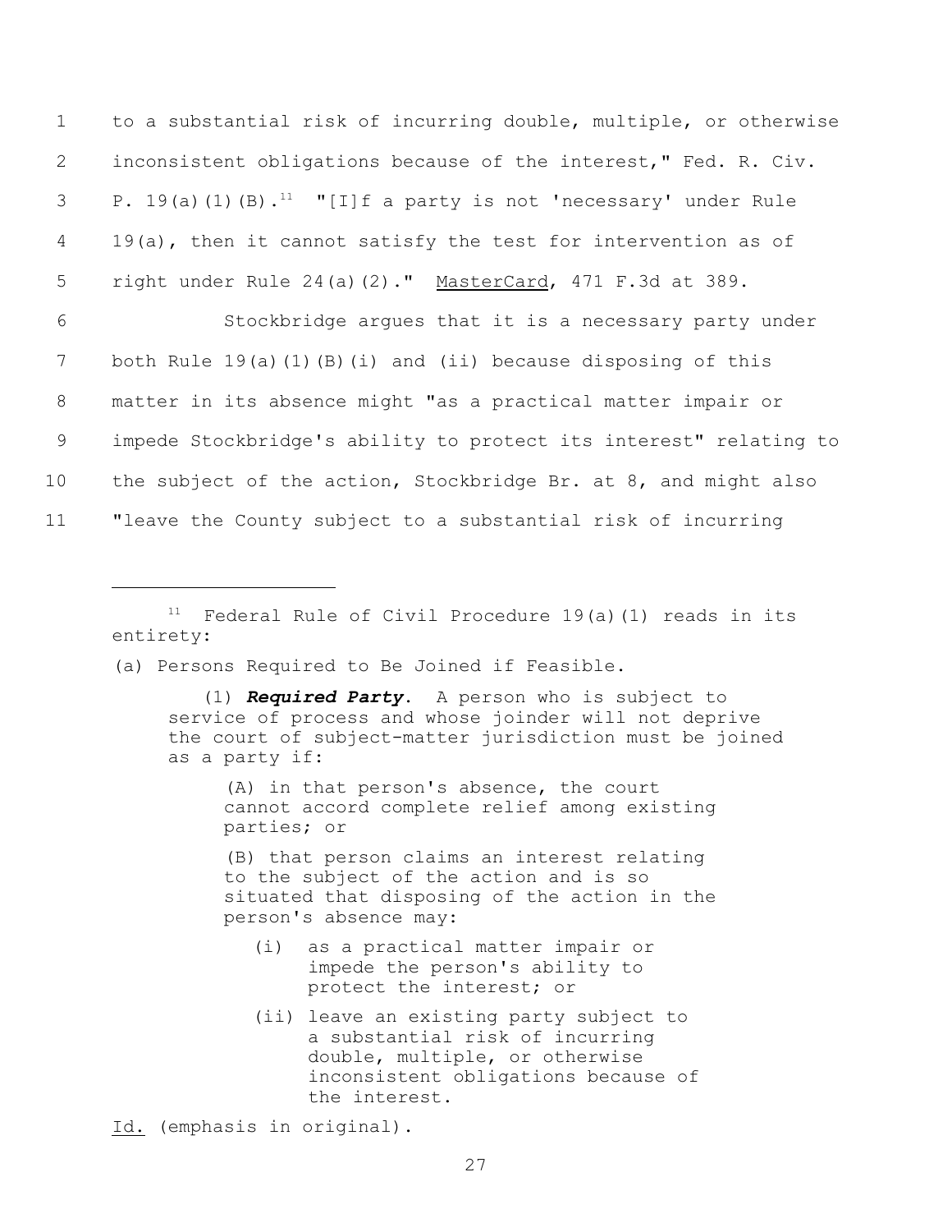to a substantial risk of incurring double, multiple, or otherwise inconsistent obligations because of the interest," Fed. R. Civ. P. 19(a)(1)(B).[11] "[I]f a party is not 'necessary' under Rule 19(a), then it cannot satisfy the test for intervention as of right under Rule 24(a)(2)." MasterCard, 471 F.3d at 389.

Stockbridge argues that it is a necessary party under both Rule 19(a)(1)(B)(i) and (ii) because disposing of this matter in its absence might "as a practical matter impair or impede Stockbridge's ability to protect its interest" relating to the subject of the action, Stockbridge Br. at 8, and might also "leave the County subject to a substantial risk of incurring

---

[11] Federal Rule of Civil Procedure 19(a)(1) reads in its entirety:

(a) Persons Required to Be Joined if Feasible.

> (1) ***Required Party***. A person who is subject to service of process and whose joinder will not deprive the court of subject-matter jurisdiction must be joined as a party if:
>
> > (A) in that person's absence, the court cannot accord complete relief among existing parties; or
> >
> > (B) that person claims an interest relating to the subject of the action and is so situated that disposing of the action in the person's absence may:
> >
> > > (i) as a practical matter impair or impede the person's ability to protect the interest; or
> > >
> > > (ii) leave an existing party subject to a substantial risk of incurring double, multiple, or otherwise inconsistent obligations because of the interest.

Id. (emphasis in original).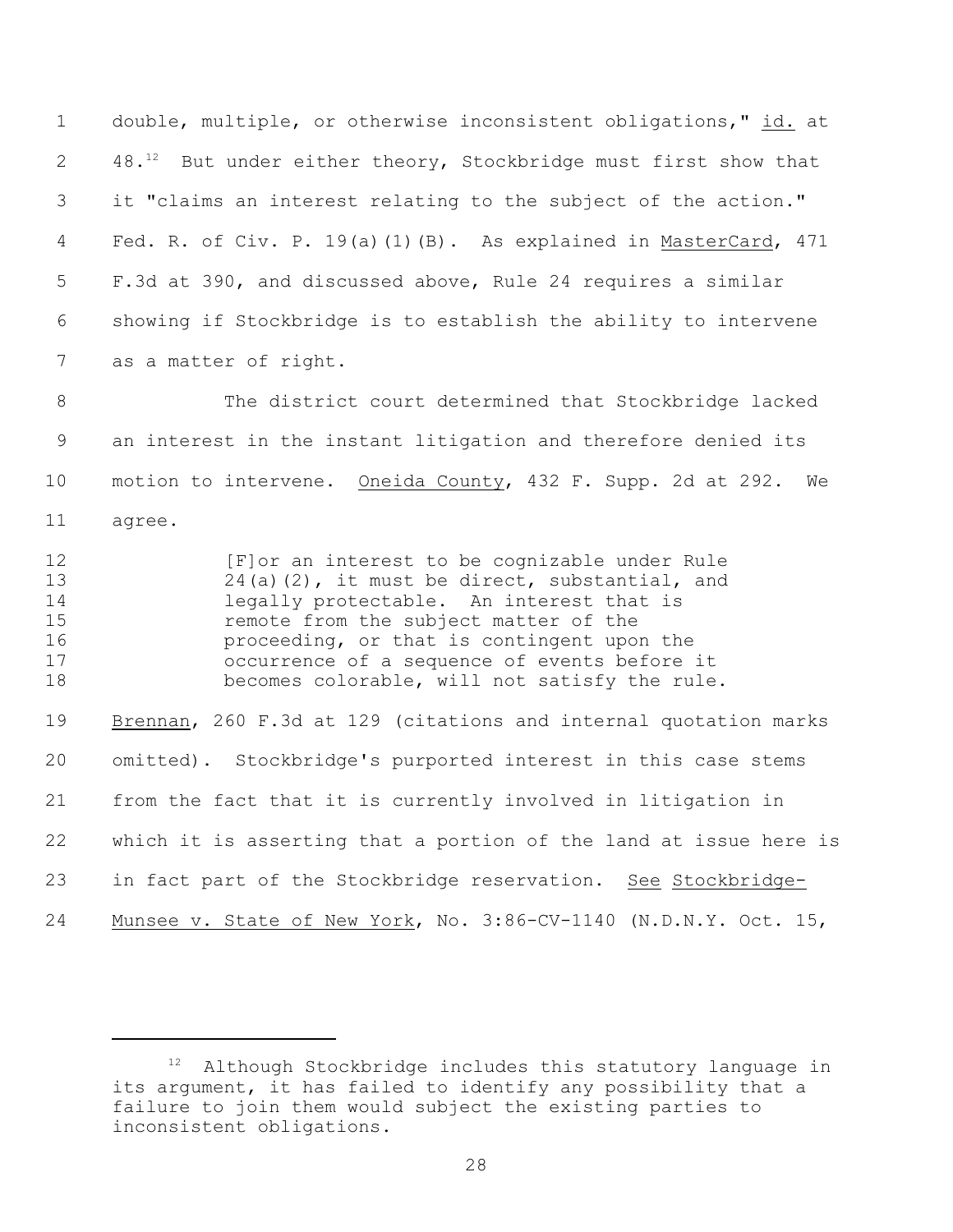double, multiple, or otherwise inconsistent obligations," id. at 48.[12] But under either theory, Stockbridge must first show that it "claims an interest relating to the subject of the action." Fed. R. of Civ. P. 19(a)(1)(B). As explained in MasterCard, 471 F.3d at 390, and discussed above, Rule 24 requires a similar showing if Stockbridge is to establish the ability to intervene as a matter of right.

The district court determined that Stockbridge lacked an interest in the instant litigation and therefore denied its motion to intervene. Oneida County, 432 F. Supp. 2d at 292. We agree.

> [F]or an interest to be cognizable under Rule 24(a)(2), it must be direct, substantial, and legally protectable. An interest that is remote from the subject matter of the proceeding, or that is contingent upon the occurrence of a sequence of events before it becomes colorable, will not satisfy the rule.

Brennan, 260 F.3d at 129 (citations and internal quotation marks omitted). Stockbridge's purported interest in this case stems from the fact that it is currently involved in litigation in which it is asserting that a portion of the land at issue here is in fact part of the Stockbridge reservation. See Stockbridge-Munsee v. State of New York, No. 3:86-CV-1140 (N.D.N.Y. Oct. 15,

---

[12] Although Stockbridge includes this statutory language in its argument, it has failed to identify any possibility that a failure to join them would subject the existing parties to inconsistent obligations.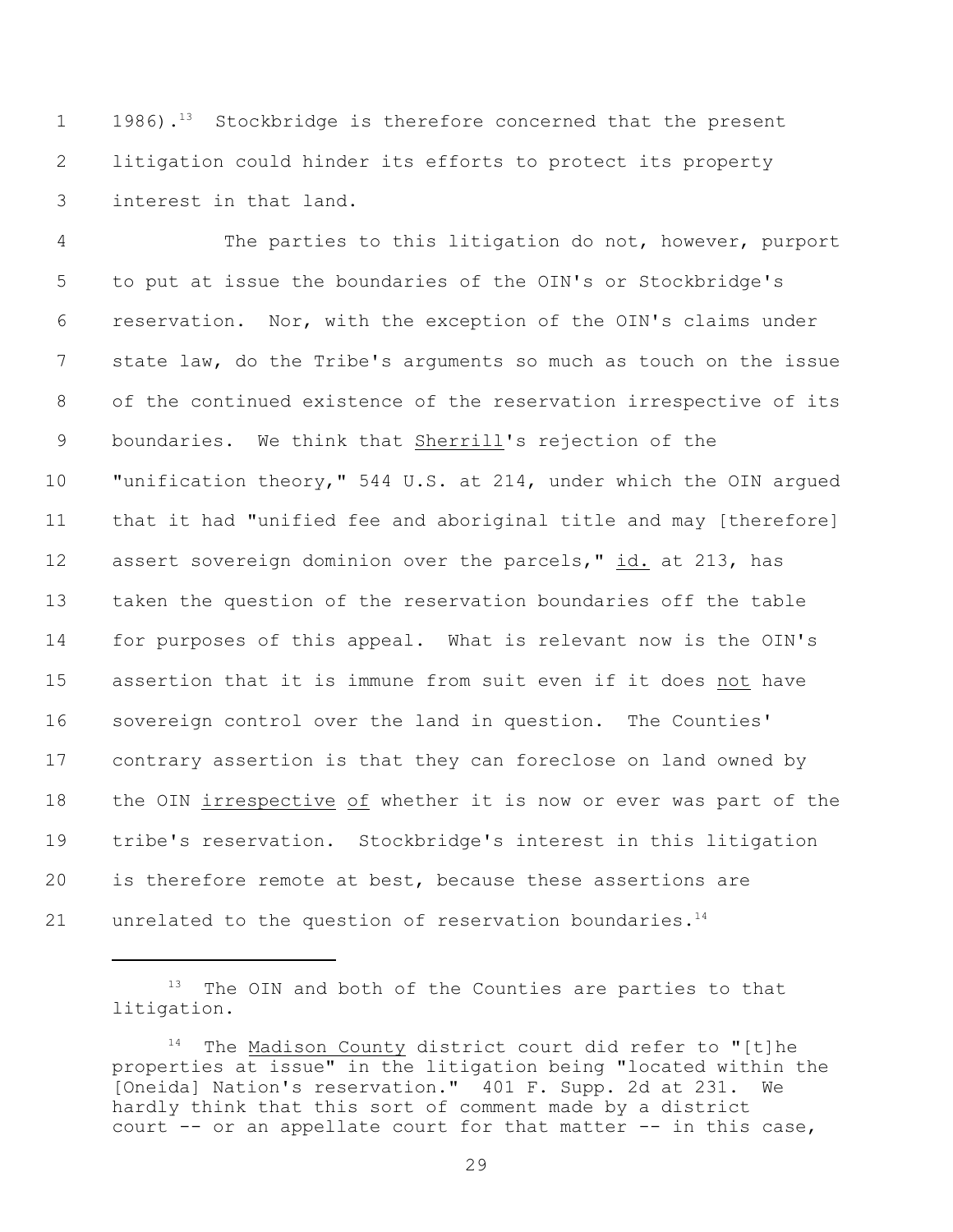1986).[13] Stockbridge is therefore concerned that the present litigation could hinder its efforts to protect its property interest in that land.

The parties to this litigation do not, however, purport to put at issue the boundaries of the OIN's or Stockbridge's reservation. Nor, with the exception of the OIN's claims under state law, do the Tribe's arguments so much as touch on the issue of the continued existence of the reservation irrespective of its boundaries. We think that Sherrill's rejection of the "unification theory," 544 U.S. at 214, under which the OIN argued that it had "unified fee and aboriginal title and may [therefore] assert sovereign dominion over the parcels," id. at 213, has taken the question of the reservation boundaries off the table for purposes of this appeal. What is relevant now is the OIN's assertion that it is immune from suit even if it does not have sovereign control over the land in question. The Counties' contrary assertion is that they can foreclose on land owned by the OIN irrespective of whether it is now or ever was part of the tribe's reservation. Stockbridge's interest in this litigation is therefore remote at best, because these assertions are unrelated to the question of reservation boundaries.[14]

---

[13] The OIN and both of the Counties are parties to that litigation.

[14] The Madison County district court did refer to "[t]he properties at issue" in the litigation being "located within the [Oneida] Nation's reservation." 401 F. Supp. 2d at 231. We hardly think that this sort of comment made by a district court -- or an appellate court for that matter -- in this case,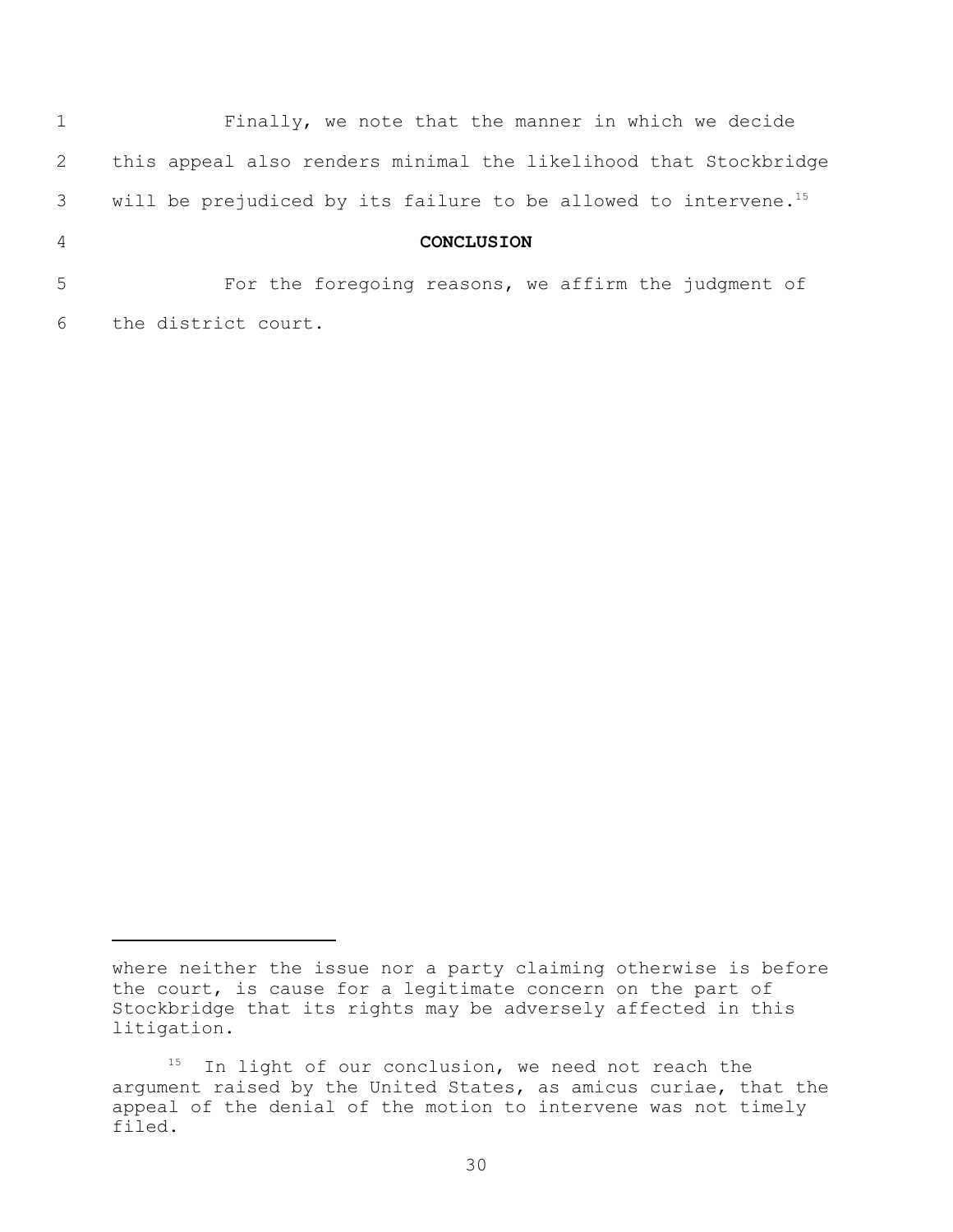Finally, we note that the manner in which we decide this appeal also renders minimal the likelihood that Stockbridge will be prejudiced by its failure to be allowed to intervene.[15]

## CONCLUSION

For the foregoing reasons, we affirm the judgment of the district court.

---

where neither the issue nor a party claiming otherwise is before the court, is cause for a legitimate concern on the part of Stockbridge that its rights may be adversely affected in this litigation.

[15] In light of our conclusion, we need not reach the argument raised by the United States, as amicus curiae, that the appeal of the denial of the motion to intervene was not timely filed.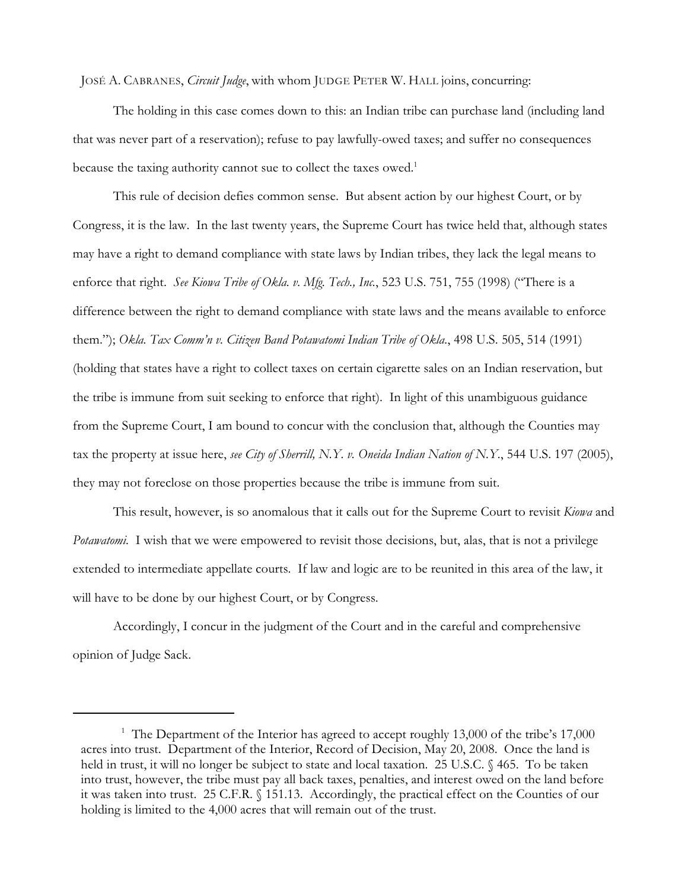JOSÉ A. CABRANES, *Circuit Judge*, with whom JUDGE PETER W. HALL joins, concurring:

The holding in this case comes down to this: an Indian tribe can purchase land (including land that was never part of a reservation); refuse to pay lawfully-owed taxes; and suffer no consequences because the taxing authority cannot sue to collect the taxes owed.[1]

This rule of decision defies common sense. But absent action by our highest Court, or by Congress, it is the law. In the last twenty years, the Supreme Court has twice held that, although states may have a right to demand compliance with state laws by Indian tribes, they lack the legal means to enforce that right. *See Kiowa Tribe of Okla. v. Mfg. Tech., Inc.*, 523 U.S. 751, 755 (1998) ("There is a difference between the right to demand compliance with state laws and the means available to enforce them."); *Okla. Tax Comm'n v. Citizen Band Potawatomi Indian Tribe of Okla.*, 498 U.S. 505, 514 (1991) (holding that states have a right to collect taxes on certain cigarette sales on an Indian reservation, but the tribe is immune from suit seeking to enforce that right). In light of this unambiguous guidance from the Supreme Court, I am bound to concur with the conclusion that, although the Counties may tax the property at issue here, *see City of Sherrill, N.Y. v. Oneida Indian Nation of N.Y.*, 544 U.S. 197 (2005), they may not foreclose on those properties because the tribe is immune from suit.

This result, however, is so anomalous that it calls out for the Supreme Court to revisit *Kiowa* and *Potawatomi*. I wish that we were empowered to revisit those decisions, but, alas, that is not a privilege extended to intermediate appellate courts. If law and logic are to be reunited in this area of the law, it will have to be done by our highest Court, or by Congress.

Accordingly, I concur in the judgment of the Court and in the careful and comprehensive opinion of Judge Sack.

---

[1] The Department of the Interior has agreed to accept roughly 13,000 of the tribe's 17,000 acres into trust. Department of the Interior, Record of Decision, May 20, 2008. Once the land is held in trust, it will no longer be subject to state and local taxation. 25 U.S.C. § 465. To be taken into trust, however, the tribe must pay all back taxes, penalties, and interest owed on the land before it was taken into trust. 25 C.F.R. § 151.13. Accordingly, the practical effect on the Counties of our holding is limited to the 4,000 acres that will remain out of the trust.